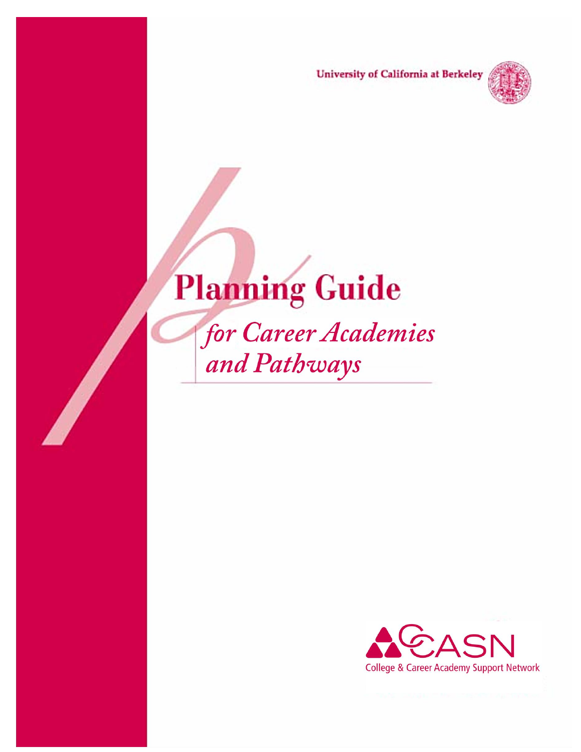University of California at Berkeley

# Planning Guide

## *for Career Academies and Pathways*

CCASN

College & Career Academy Support Network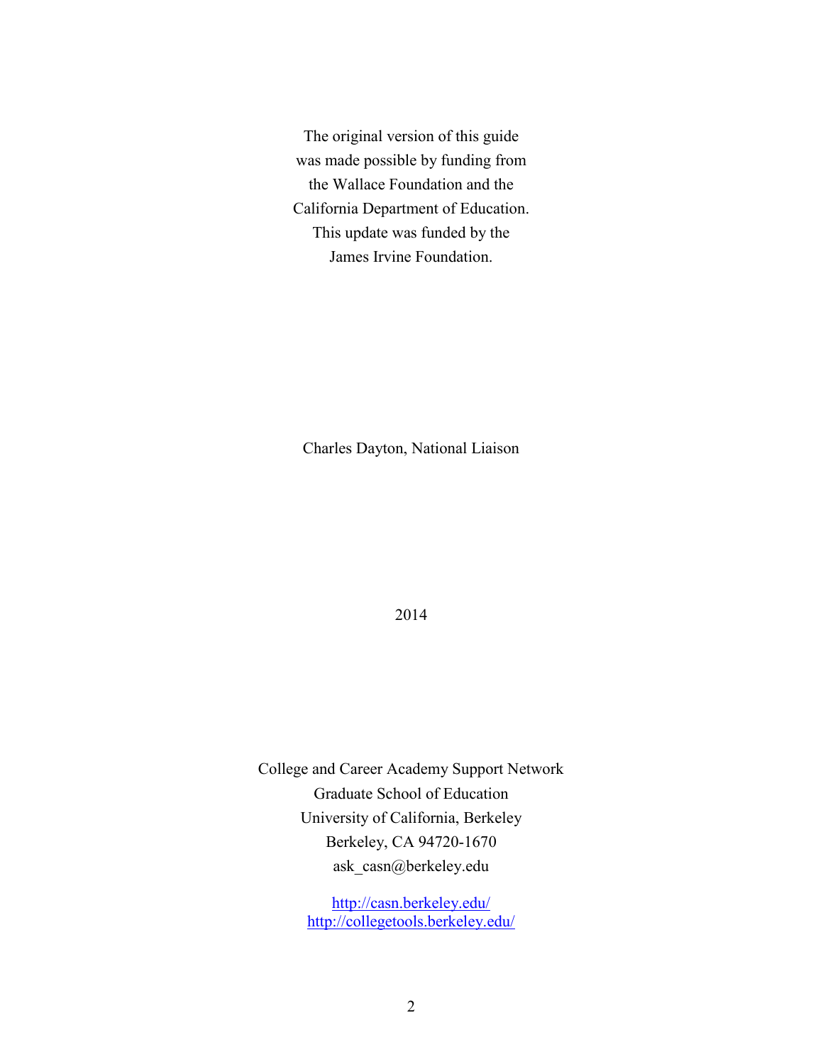The original version of this guide
was made possible by funding from
the Wallace Foundation and the
California Department of Education.
This update was funded by the
James Irvine Foundation.

Charles Dayton, National Liaison

2014

College and Career Academy Support Network
Graduate School of Education
University of California, Berkeley
Berkeley, CA 94720-1670
ask_casn@berkeley.edu

http://casn.berkeley.edu/
http://collegetools.berkeley.edu/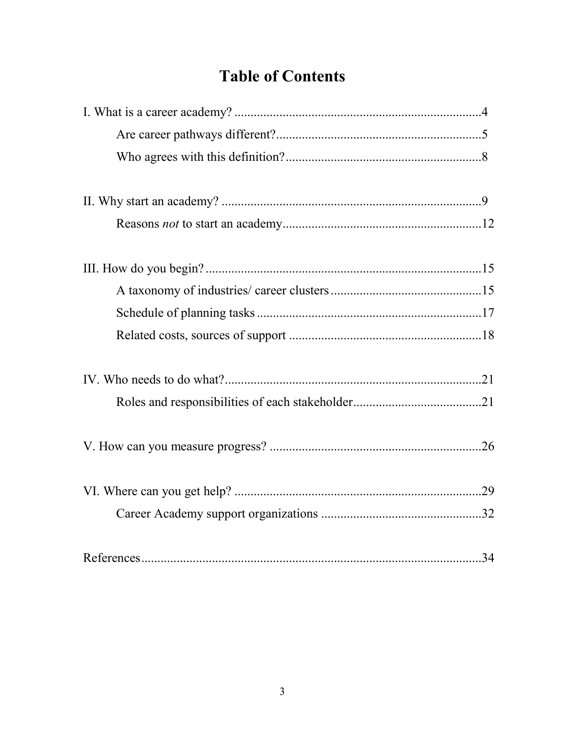# Table of Contents

I. What is a career academy? ....................................................................4

- Are career pathways different? ....................................................5
- Who agrees with this definition? ..................................................8

II. Why start an academy? ........................................................................9

- Reasons *not* to start an academy ..............................................12

III. How do you begin? ............................................................................15

- A taxonomy of industries/ career clusters ...................................15
- Schedule of planning tasks ..........................................................17
- Related costs, sources of support ................................................18

IV. Who needs to do what? ......................................................................21

- Roles and responsibilities of each stakeholder ............................21

V. How can you measure progress? ..........................................................26

VI. Where can you get help? ......................................................................29

- Career Academy support organizations ......................................32

References .................................................................................................34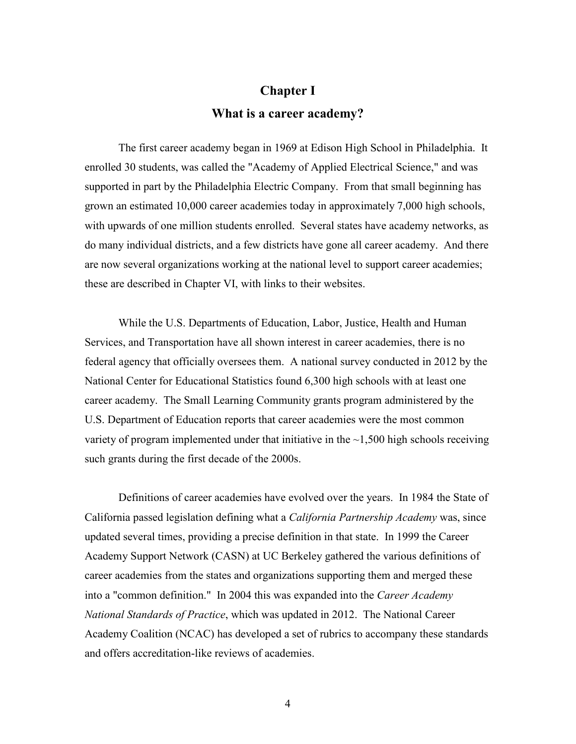# Chapter I

## What is a career academy?

The first career academy began in 1969 at Edison High School in Philadelphia. It enrolled 30 students, was called the "Academy of Applied Electrical Science," and was supported in part by the Philadelphia Electric Company. From that small beginning has grown an estimated 10,000 career academies today in approximately 7,000 high schools, with upwards of one million students enrolled. Several states have academy networks, as do many individual districts, and a few districts have gone all career academy. And there are now several organizations working at the national level to support career academies; these are described in Chapter VI, with links to their websites.

While the U.S. Departments of Education, Labor, Justice, Health and Human Services, and Transportation have all shown interest in career academies, there is no federal agency that officially oversees them. A national survey conducted in 2012 by the National Center for Educational Statistics found 6,300 high schools with at least one career academy. The Small Learning Community grants program administered by the U.S. Department of Education reports that career academies were the most common variety of program implemented under that initiative in the ~1,500 high schools receiving such grants during the first decade of the 2000s.

Definitions of career academies have evolved over the years. In 1984 the State of California passed legislation defining what a *California Partnership Academy* was, since updated several times, providing a precise definition in that state. In 1999 the Career Academy Support Network (CASN) at UC Berkeley gathered the various definitions of career academies from the states and organizations supporting them and merged these into a "common definition." In 2004 this was expanded into the *Career Academy National Standards of Practice*, which was updated in 2012. The National Career Academy Coalition (NCAC) has developed a set of rubrics to accompany these standards and offers accreditation-like reviews of academies.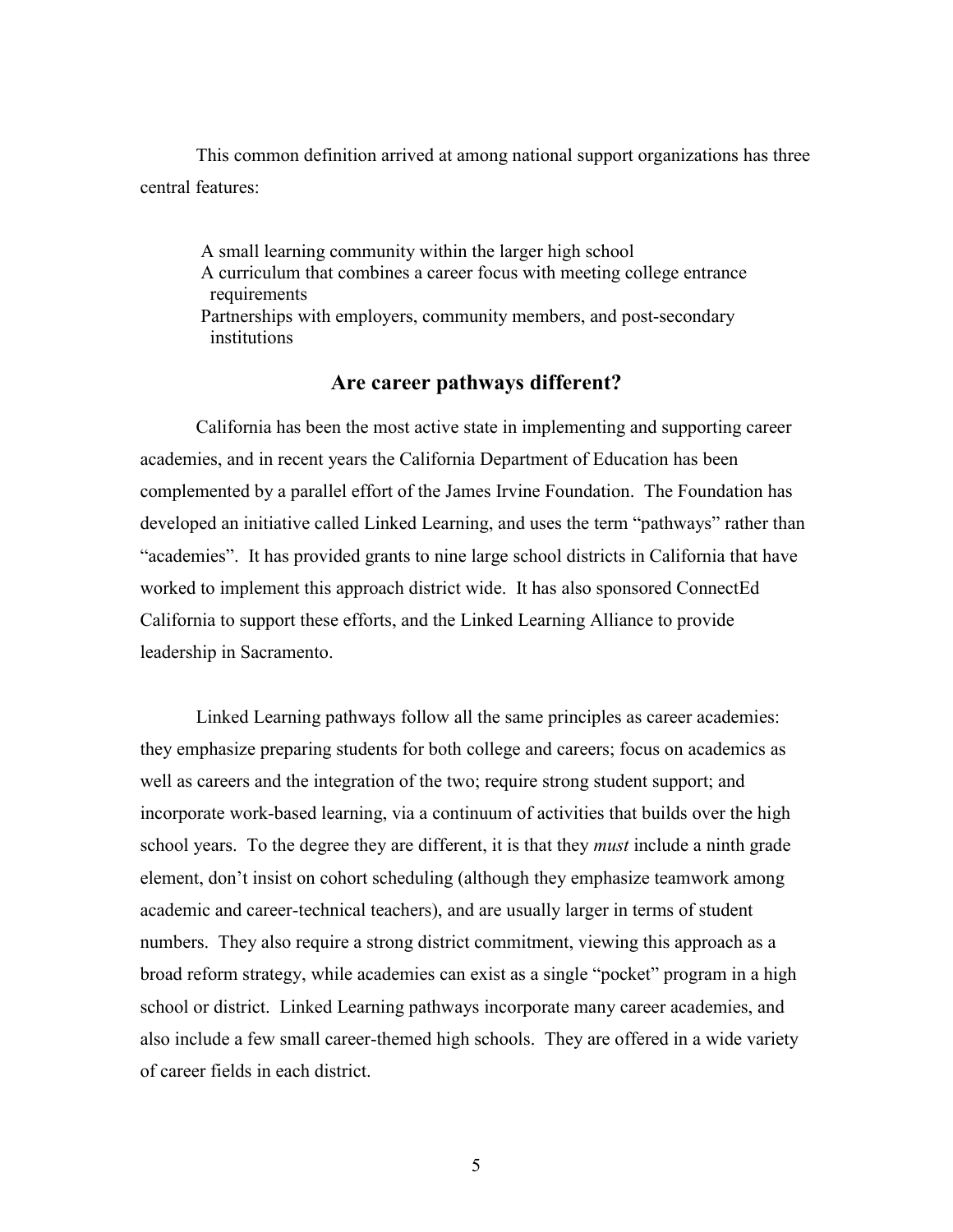This common definition arrived at among national support organizations has three central features:

- A small learning community within the larger high school
- A curriculum that combines a career focus with meeting college entrance requirements
- Partnerships with employers, community members, and post-secondary institutions

## Are career pathways different?

California has been the most active state in implementing and supporting career academies, and in recent years the California Department of Education has been complemented by a parallel effort of the James Irvine Foundation. The Foundation has developed an initiative called Linked Learning, and uses the term "pathways" rather than "academies". It has provided grants to nine large school districts in California that have worked to implement this approach district wide. It has also sponsored ConnectEd California to support these efforts, and the Linked Learning Alliance to provide leadership in Sacramento.

Linked Learning pathways follow all the same principles as career academies: they emphasize preparing students for both college and careers; focus on academics as well as careers and the integration of the two; require strong student support; and incorporate work-based learning, via a continuum of activities that builds over the high school years. To the degree they are different, it is that they *must* include a ninth grade element, don't insist on cohort scheduling (although they emphasize teamwork among academic and career-technical teachers), and are usually larger in terms of student numbers. They also require a strong district commitment, viewing this approach as a broad reform strategy, while academies can exist as a single "pocket" program in a high school or district. Linked Learning pathways incorporate many career academies, and also include a few small career-themed high schools. They are offered in a wide variety of career fields in each district.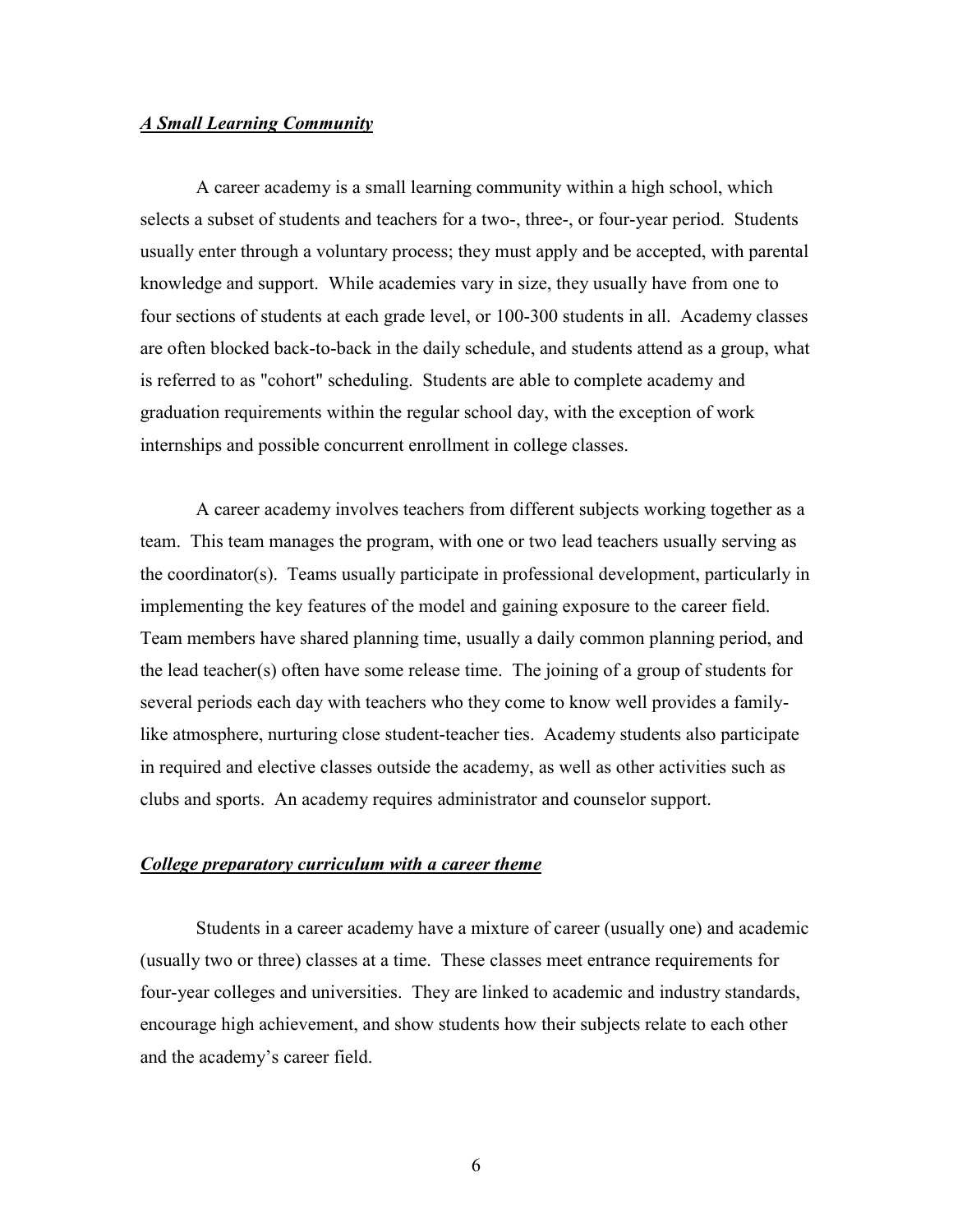### ***A Small Learning Community***

A career academy is a small learning community within a high school, which selects a subset of students and teachers for a two-, three-, or four-year period. Students usually enter through a voluntary process; they must apply and be accepted, with parental knowledge and support. While academies vary in size, they usually have from one to four sections of students at each grade level, or 100-300 students in all. Academy classes are often blocked back-to-back in the daily schedule, and students attend as a group, what is referred to as "cohort" scheduling. Students are able to complete academy and graduation requirements within the regular school day, with the exception of work internships and possible concurrent enrollment in college classes.

A career academy involves teachers from different subjects working together as a team. This team manages the program, with one or two lead teachers usually serving as the coordinator(s). Teams usually participate in professional development, particularly in implementing the key features of the model and gaining exposure to the career field. Team members have shared planning time, usually a daily common planning period, and the lead teacher(s) often have some release time. The joining of a group of students for several periods each day with teachers who they come to know well provides a family-like atmosphere, nurturing close student-teacher ties. Academy students also participate in required and elective classes outside the academy, as well as other activities such as clubs and sports. An academy requires administrator and counselor support.

### ***College preparatory curriculum with a career theme***

Students in a career academy have a mixture of career (usually one) and academic (usually two or three) classes at a time. These classes meet entrance requirements for four-year colleges and universities. They are linked to academic and industry standards, encourage high achievement, and show students how their subjects relate to each other and the academy's career field.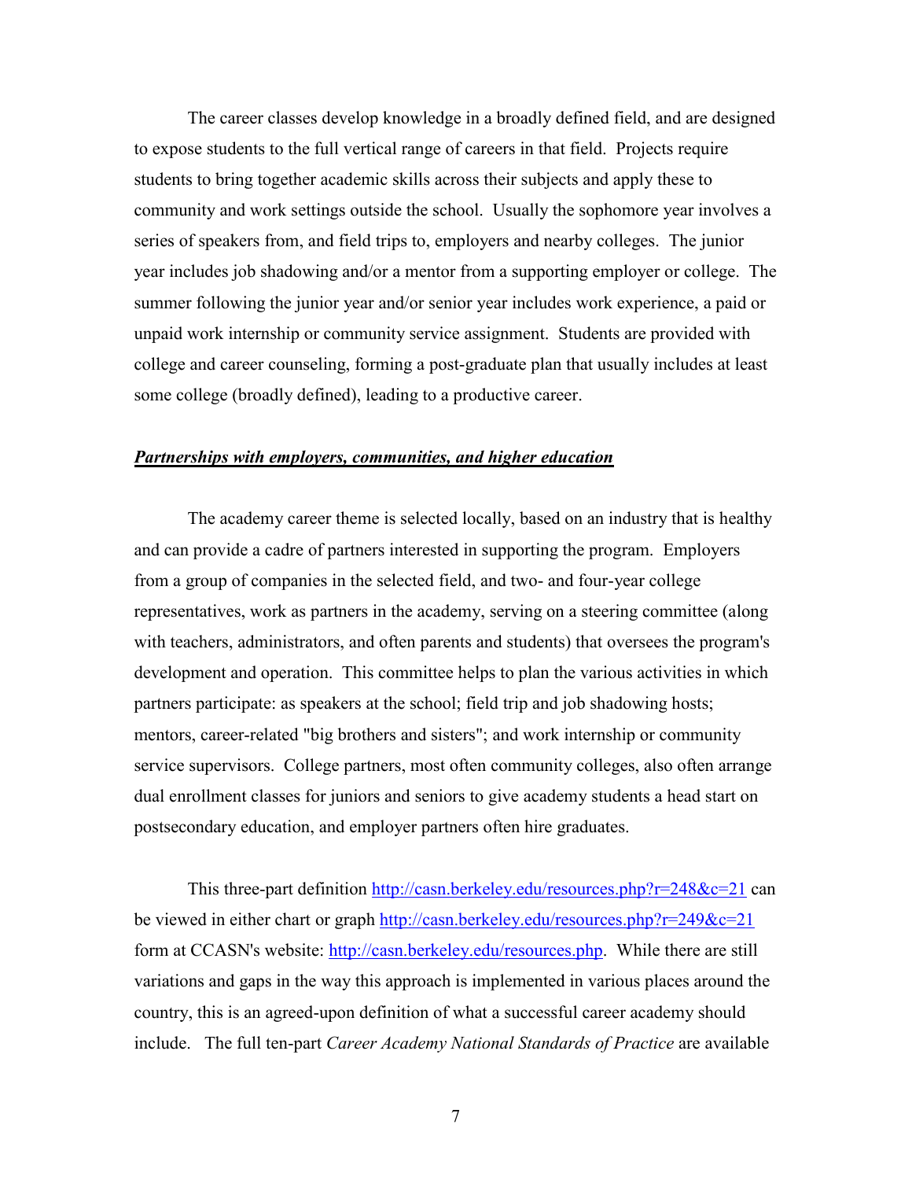The career classes develop knowledge in a broadly defined field, and are designed to expose students to the full vertical range of careers in that field. Projects require students to bring together academic skills across their subjects and apply these to community and work settings outside the school. Usually the sophomore year involves a series of speakers from, and field trips to, employers and nearby colleges. The junior year includes job shadowing and/or a mentor from a supporting employer or college. The summer following the junior year and/or senior year includes work experience, a paid or unpaid work internship or community service assignment. Students are provided with college and career counseling, forming a post-graduate plan that usually includes at least some college (broadly defined), leading to a productive career.

***Partnerships with employers, communities, and higher education***

The academy career theme is selected locally, based on an industry that is healthy and can provide a cadre of partners interested in supporting the program. Employers from a group of companies in the selected field, and two- and four-year college representatives, work as partners in the academy, serving on a steering committee (along with teachers, administrators, and often parents and students) that oversees the program's development and operation. This committee helps to plan the various activities in which partners participate: as speakers at the school; field trip and job shadowing hosts; mentors, career-related "big brothers and sisters"; and work internship or community service supervisors. College partners, most often community colleges, also often arrange dual enrollment classes for juniors and seniors to give academy students a head start on postsecondary education, and employer partners often hire graduates.

This three-part definition http://casn.berkeley.edu/resources.php?r=248&c=21 can be viewed in either chart or graph http://casn.berkeley.edu/resources.php?r=249&c=21 form at CCASN's website: http://casn.berkeley.edu/resources.php. While there are still variations and gaps in the way this approach is implemented in various places around the country, this is an agreed-upon definition of what a successful career academy should include. The full ten-part *Career Academy National Standards of Practice* are available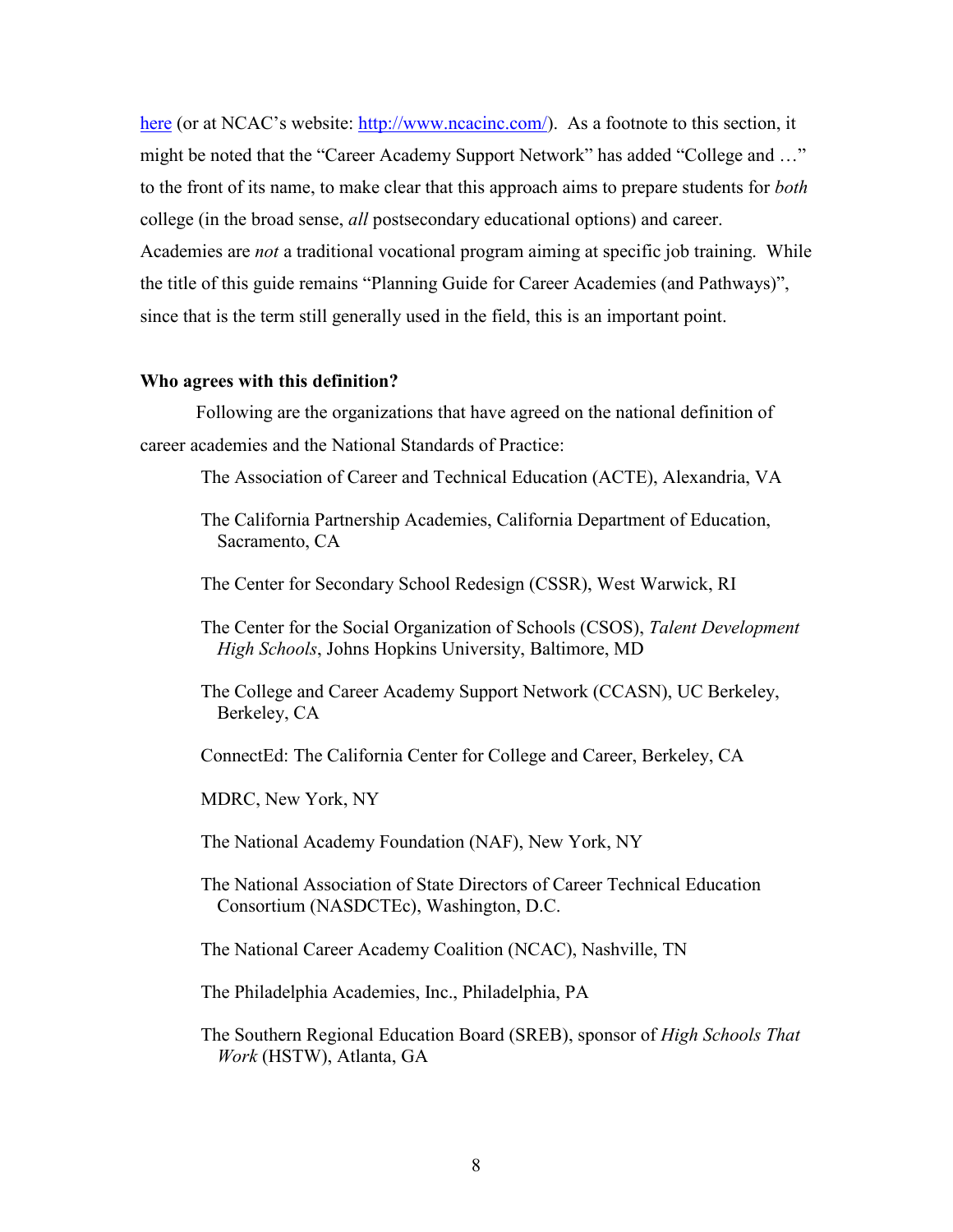here (or at NCAC's website: http://www.ncacinc.com/). As a footnote to this section, it might be noted that the "Career Academy Support Network" has added "College and …" to the front of its name, to make clear that this approach aims to prepare students for *both* college (in the broad sense, *all* postsecondary educational options) and career. Academies are *not* a traditional vocational program aiming at specific job training. While the title of this guide remains "Planning Guide for Career Academies (and Pathways)", since that is the term still generally used in the field, this is an important point.

**Who agrees with this definition?**

Following are the organizations that have agreed on the national definition of career academies and the National Standards of Practice:

The Association of Career and Technical Education (ACTE), Alexandria, VA

The California Partnership Academies, California Department of Education, Sacramento, CA

The Center for Secondary School Redesign (CSSR), West Warwick, RI

The Center for the Social Organization of Schools (CSOS), *Talent Development High Schools*, Johns Hopkins University, Baltimore, MD

The College and Career Academy Support Network (CCASN), UC Berkeley, Berkeley, CA

ConnectEd: The California Center for College and Career, Berkeley, CA

MDRC, New York, NY

The National Academy Foundation (NAF), New York, NY

The National Association of State Directors of Career Technical Education Consortium (NASDCTEc), Washington, D.C.

The National Career Academy Coalition (NCAC), Nashville, TN

The Philadelphia Academies, Inc., Philadelphia, PA

The Southern Regional Education Board (SREB), sponsor of *High Schools That Work* (HSTW), Atlanta, GA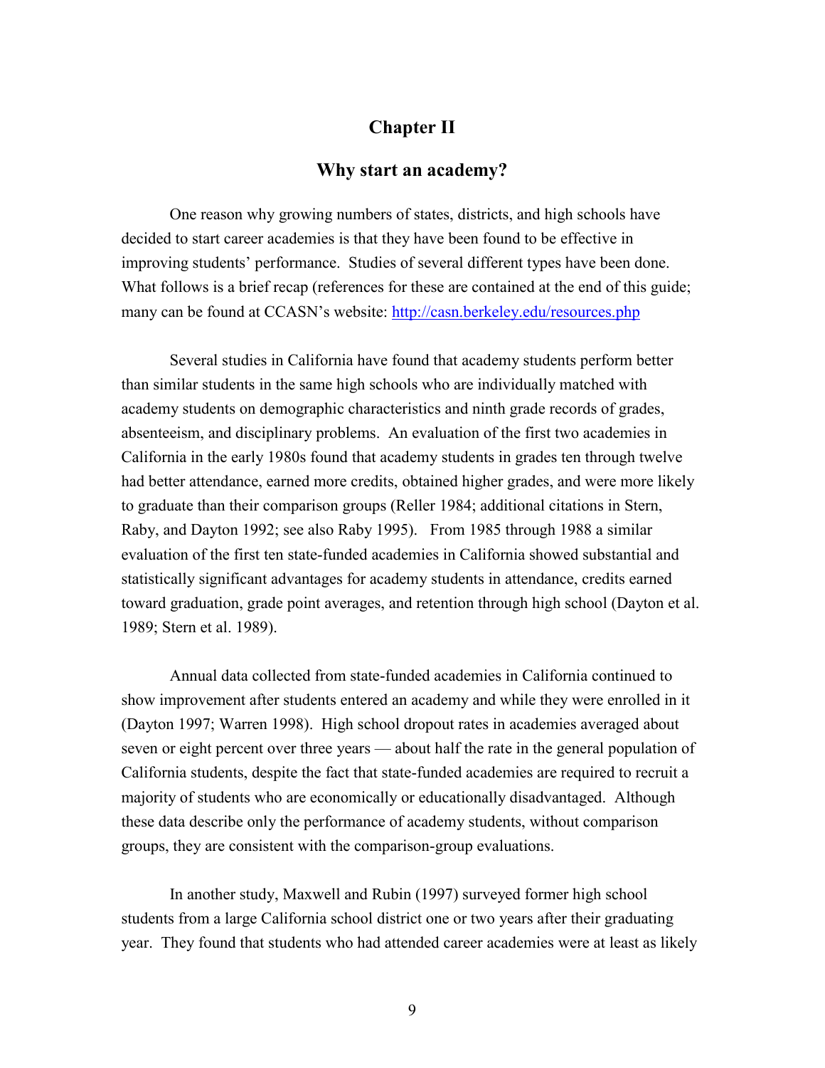# Chapter II

## Why start an academy?

One reason why growing numbers of states, districts, and high schools have decided to start career academies is that they have been found to be effective in improving students' performance. Studies of several different types have been done. What follows is a brief recap (references for these are contained at the end of this guide; many can be found at CCASN's website: [http://casn.berkeley.edu/resources.php](http://casn.berkeley.edu/resources.php)

Several studies in California have found that academy students perform better than similar students in the same high schools who are individually matched with academy students on demographic characteristics and ninth grade records of grades, absenteeism, and disciplinary problems. An evaluation of the first two academies in California in the early 1980s found that academy students in grades ten through twelve had better attendance, earned more credits, obtained higher grades, and were more likely to graduate than their comparison groups (Reller 1984; additional citations in Stern, Raby, and Dayton 1992; see also Raby 1995). From 1985 through 1988 a similar evaluation of the first ten state-funded academies in California showed substantial and statistically significant advantages for academy students in attendance, credits earned toward graduation, grade point averages, and retention through high school (Dayton et al. 1989; Stern et al. 1989).

Annual data collected from state-funded academies in California continued to show improvement after students entered an academy and while they were enrolled in it (Dayton 1997; Warren 1998). High school dropout rates in academies averaged about seven or eight percent over three years — about half the rate in the general population of California students, despite the fact that state-funded academies are required to recruit a majority of students who are economically or educationally disadvantaged. Although these data describe only the performance of academy students, without comparison groups, they are consistent with the comparison-group evaluations.

In another study, Maxwell and Rubin (1997) surveyed former high school students from a large California school district one or two years after their graduating year. They found that students who had attended career academies were at least as likely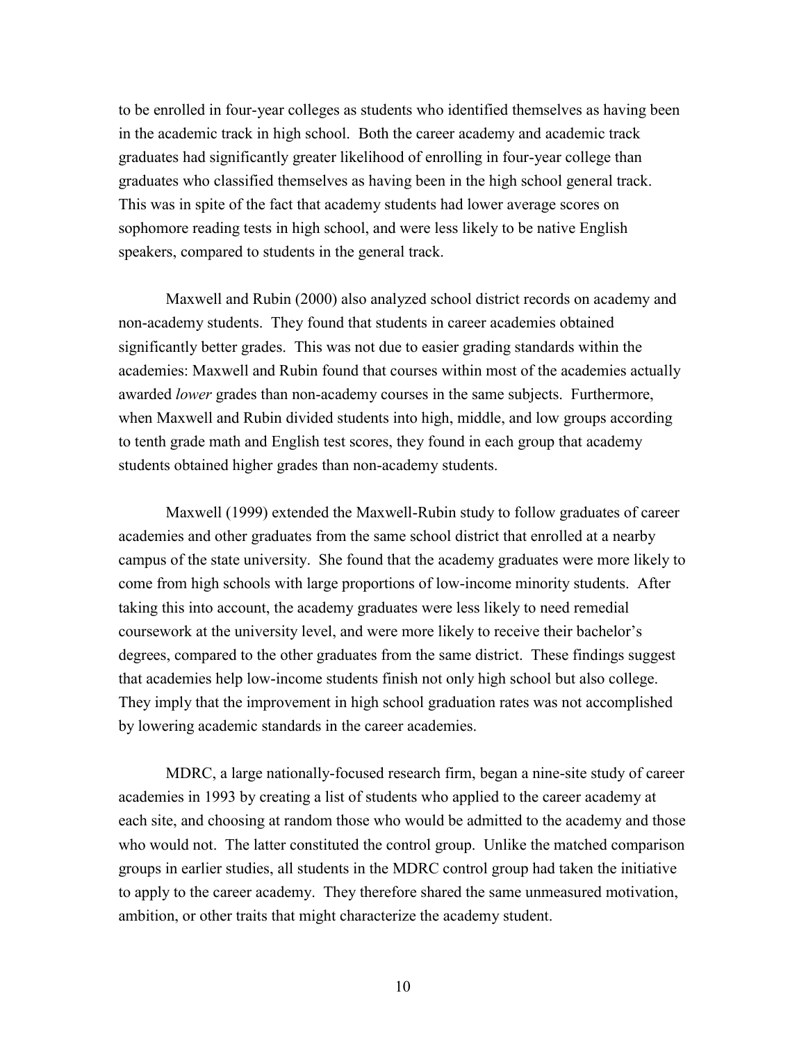to be enrolled in four-year colleges as students who identified themselves as having been in the academic track in high school. Both the career academy and academic track graduates had significantly greater likelihood of enrolling in four-year college than graduates who classified themselves as having been in the high school general track. This was in spite of the fact that academy students had lower average scores on sophomore reading tests in high school, and were less likely to be native English speakers, compared to students in the general track.

Maxwell and Rubin (2000) also analyzed school district records on academy and non-academy students. They found that students in career academies obtained significantly better grades. This was not due to easier grading standards within the academies: Maxwell and Rubin found that courses within most of the academies actually awarded *lower* grades than non-academy courses in the same subjects. Furthermore, when Maxwell and Rubin divided students into high, middle, and low groups according to tenth grade math and English test scores, they found in each group that academy students obtained higher grades than non-academy students.

Maxwell (1999) extended the Maxwell-Rubin study to follow graduates of career academies and other graduates from the same school district that enrolled at a nearby campus of the state university. She found that the academy graduates were more likely to come from high schools with large proportions of low-income minority students. After taking this into account, the academy graduates were less likely to need remedial coursework at the university level, and were more likely to receive their bachelor's degrees, compared to the other graduates from the same district. These findings suggest that academies help low-income students finish not only high school but also college. They imply that the improvement in high school graduation rates was not accomplished by lowering academic standards in the career academies.

MDRC, a large nationally-focused research firm, began a nine-site study of career academies in 1993 by creating a list of students who applied to the career academy at each site, and choosing at random those who would be admitted to the academy and those who would not. The latter constituted the control group. Unlike the matched comparison groups in earlier studies, all students in the MDRC control group had taken the initiative to apply to the career academy. They therefore shared the same unmeasured motivation, ambition, or other traits that might characterize the academy student.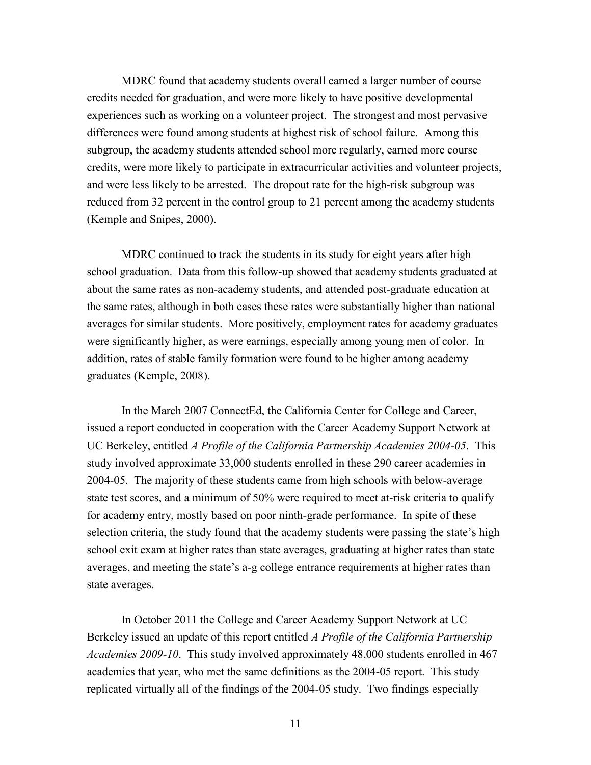MDRC found that academy students overall earned a larger number of course credits needed for graduation, and were more likely to have positive developmental experiences such as working on a volunteer project. The strongest and most pervasive differences were found among students at highest risk of school failure. Among this subgroup, the academy students attended school more regularly, earned more course credits, were more likely to participate in extracurricular activities and volunteer projects, and were less likely to be arrested. The dropout rate for the high-risk subgroup was reduced from 32 percent in the control group to 21 percent among the academy students (Kemple and Snipes, 2000).

MDRC continued to track the students in its study for eight years after high school graduation. Data from this follow-up showed that academy students graduated at about the same rates as non-academy students, and attended post-graduate education at the same rates, although in both cases these rates were substantially higher than national averages for similar students. More positively, employment rates for academy graduates were significantly higher, as were earnings, especially among young men of color. In addition, rates of stable family formation were found to be higher among academy graduates (Kemple, 2008).

In the March 2007 ConnectEd, the California Center for College and Career, issued a report conducted in cooperation with the Career Academy Support Network at UC Berkeley, entitled *A Profile of the California Partnership Academies 2004-05*. This study involved approximate 33,000 students enrolled in these 290 career academies in 2004-05. The majority of these students came from high schools with below-average state test scores, and a minimum of 50% were required to meet at-risk criteria to qualify for academy entry, mostly based on poor ninth-grade performance. In spite of these selection criteria, the study found that the academy students were passing the state's high school exit exam at higher rates than state averages, graduating at higher rates than state averages, and meeting the state's a-g college entrance requirements at higher rates than state averages.

In October 2011 the College and Career Academy Support Network at UC Berkeley issued an update of this report entitled *A Profile of the California Partnership Academies 2009-10*. This study involved approximately 48,000 students enrolled in 467 academies that year, who met the same definitions as the 2004-05 report. This study replicated virtually all of the findings of the 2004-05 study. Two findings especially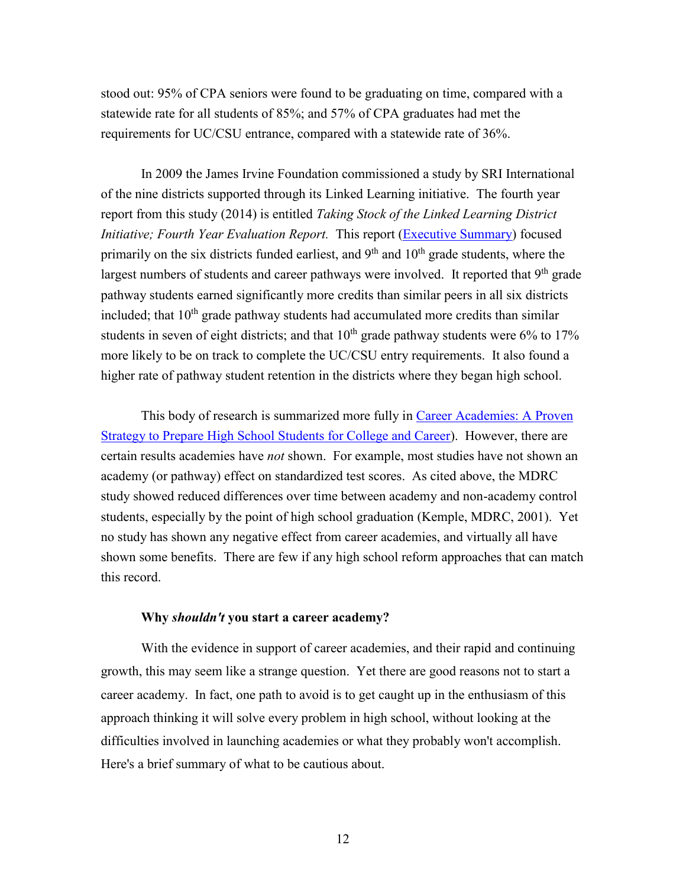stood out: 95% of CPA seniors were found to be graduating on time, compared with a statewide rate for all students of 85%; and 57% of CPA graduates had met the requirements for UC/CSU entrance, compared with a statewide rate of 36%.

In 2009 the James Irvine Foundation commissioned a study by SRI International of the nine districts supported through its Linked Learning initiative. The fourth year report from this study (2014) is entitled *Taking Stock of the Linked Learning District Initiative; Fourth Year Evaluation Report.* This report (Executive Summary) focused primarily on the six districts funded earliest, and 9th and 10th grade students, where the largest numbers of students and career pathways were involved. It reported that 9th grade pathway students earned significantly more credits than similar peers in all six districts included; that 10th grade pathway students had accumulated more credits than similar students in seven of eight districts; and that 10th grade pathway students were 6% to 17% more likely to be on track to complete the UC/CSU entry requirements. It also found a higher rate of pathway student retention in the districts where they began high school.

This body of research is summarized more fully in Career Academies: A Proven Strategy to Prepare High School Students for College and Career). However, there are certain results academies have *not* shown. For example, most studies have not shown an academy (or pathway) effect on standardized test scores. As cited above, the MDRC study showed reduced differences over time between academy and non-academy control students, especially by the point of high school graduation (Kemple, MDRC, 2001). Yet no study has shown any negative effect from career academies, and virtually all have shown some benefits. There are few if any high school reform approaches that can match this record.

**Why *shouldn't* you start a career academy?**

With the evidence in support of career academies, and their rapid and continuing growth, this may seem like a strange question. Yet there are good reasons not to start a career academy. In fact, one path to avoid is to get caught up in the enthusiasm of this approach thinking it will solve every problem in high school, without looking at the difficulties involved in launching academies or what they probably won't accomplish. Here's a brief summary of what to be cautious about.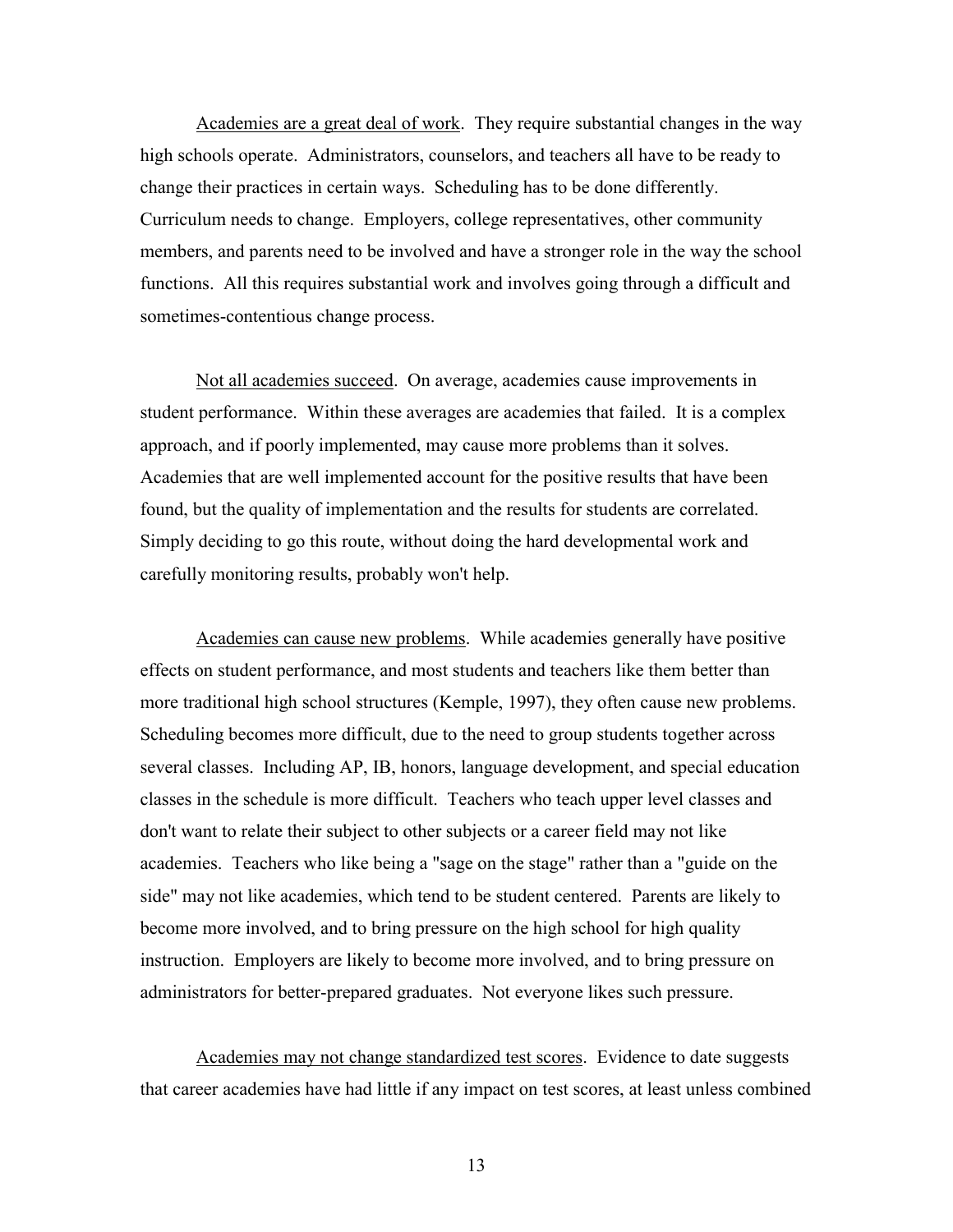Academies are a great deal of work. They require substantial changes in the way high schools operate. Administrators, counselors, and teachers all have to be ready to change their practices in certain ways. Scheduling has to be done differently. Curriculum needs to change. Employers, college representatives, other community members, and parents need to be involved and have a stronger role in the way the school functions. All this requires substantial work and involves going through a difficult and sometimes-contentious change process.

Not all academies succeed. On average, academies cause improvements in student performance. Within these averages are academies that failed. It is a complex approach, and if poorly implemented, may cause more problems than it solves. Academies that are well implemented account for the positive results that have been found, but the quality of implementation and the results for students are correlated. Simply deciding to go this route, without doing the hard developmental work and carefully monitoring results, probably won't help.

Academies can cause new problems. While academies generally have positive effects on student performance, and most students and teachers like them better than more traditional high school structures (Kemple, 1997), they often cause new problems. Scheduling becomes more difficult, due to the need to group students together across several classes. Including AP, IB, honors, language development, and special education classes in the schedule is more difficult. Teachers who teach upper level classes and don't want to relate their subject to other subjects or a career field may not like academies. Teachers who like being a "sage on the stage" rather than a "guide on the side" may not like academies, which tend to be student centered. Parents are likely to become more involved, and to bring pressure on the high school for high quality instruction. Employers are likely to become more involved, and to bring pressure on administrators for better-prepared graduates. Not everyone likes such pressure.

Academies may not change standardized test scores. Evidence to date suggests that career academies have had little if any impact on test scores, at least unless combined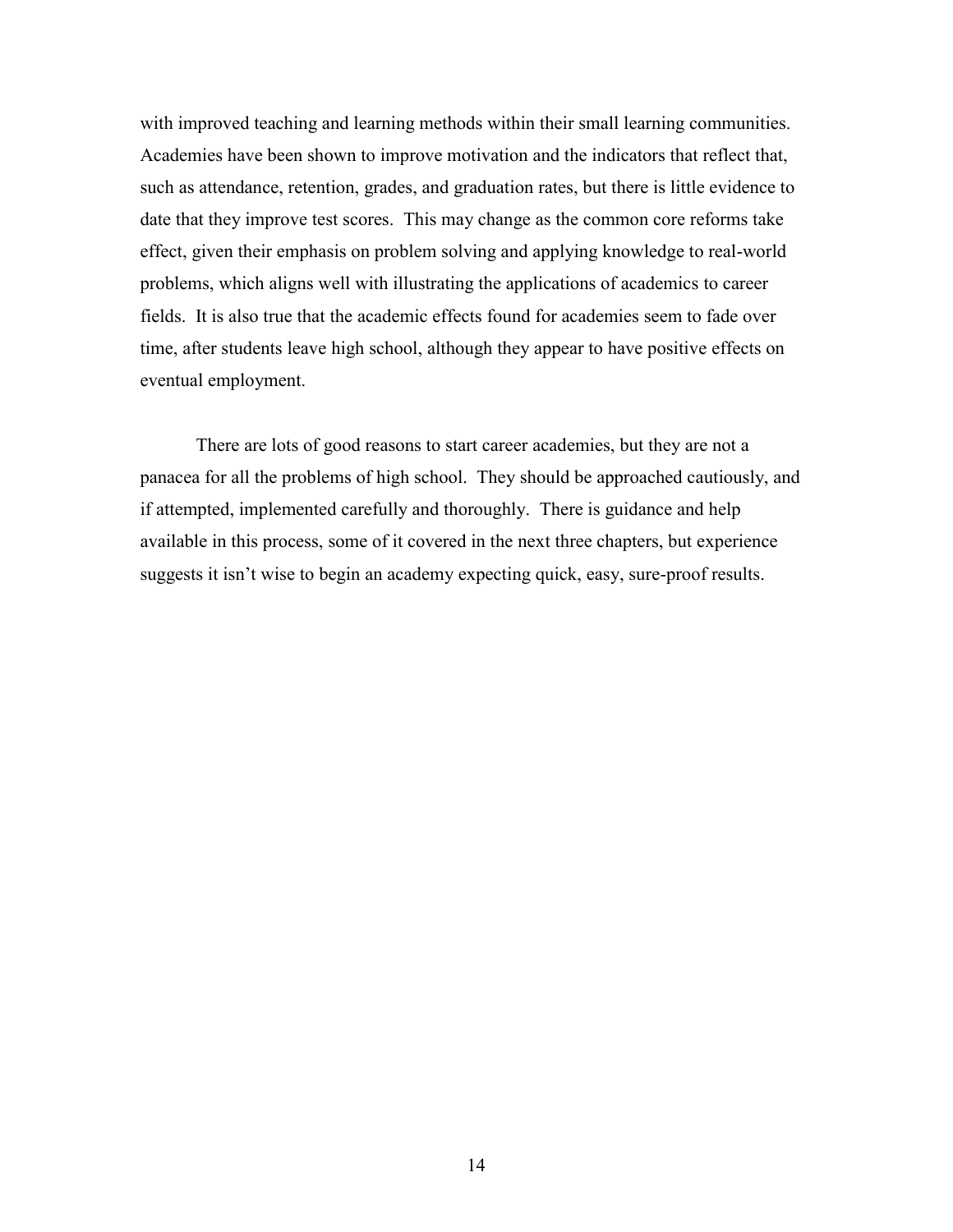with improved teaching and learning methods within their small learning communities. Academies have been shown to improve motivation and the indicators that reflect that, such as attendance, retention, grades, and graduation rates, but there is little evidence to date that they improve test scores. This may change as the common core reforms take effect, given their emphasis on problem solving and applying knowledge to real-world problems, which aligns well with illustrating the applications of academics to career fields. It is also true that the academic effects found for academies seem to fade over time, after students leave high school, although they appear to have positive effects on eventual employment.

There are lots of good reasons to start career academies, but they are not a panacea for all the problems of high school. They should be approached cautiously, and if attempted, implemented carefully and thoroughly. There is guidance and help available in this process, some of it covered in the next three chapters, but experience suggests it isn't wise to begin an academy expecting quick, easy, sure-proof results.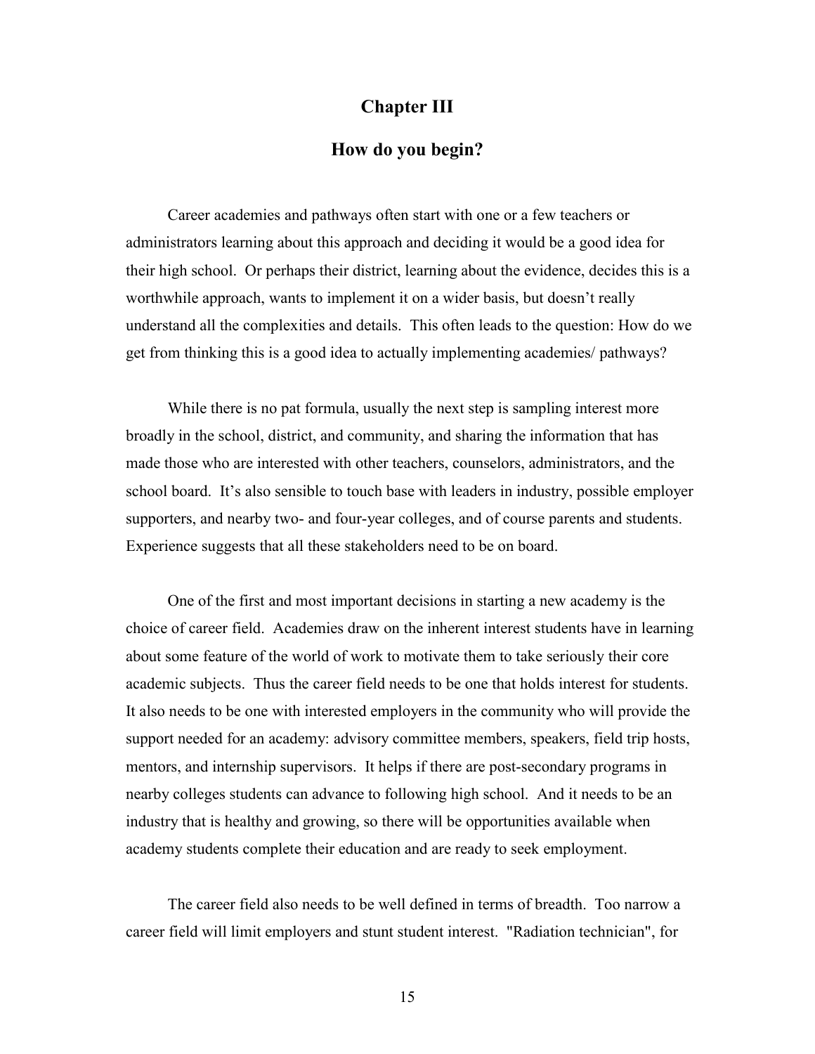# Chapter III

## How do you begin?

Career academies and pathways often start with one or a few teachers or administrators learning about this approach and deciding it would be a good idea for their high school. Or perhaps their district, learning about the evidence, decides this is a worthwhile approach, wants to implement it on a wider basis, but doesn't really understand all the complexities and details. This often leads to the question: How do we get from thinking this is a good idea to actually implementing academies/ pathways?

While there is no pat formula, usually the next step is sampling interest more broadly in the school, district, and community, and sharing the information that has made those who are interested with other teachers, counselors, administrators, and the school board. It's also sensible to touch base with leaders in industry, possible employer supporters, and nearby two- and four-year colleges, and of course parents and students. Experience suggests that all these stakeholders need to be on board.

One of the first and most important decisions in starting a new academy is the choice of career field. Academies draw on the inherent interest students have in learning about some feature of the world of work to motivate them to take seriously their core academic subjects. Thus the career field needs to be one that holds interest for students. It also needs to be one with interested employers in the community who will provide the support needed for an academy: advisory committee members, speakers, field trip hosts, mentors, and internship supervisors. It helps if there are post-secondary programs in nearby colleges students can advance to following high school. And it needs to be an industry that is healthy and growing, so there will be opportunities available when academy students complete their education and are ready to seek employment.

The career field also needs to be well defined in terms of breadth. Too narrow a career field will limit employers and stunt student interest. "Radiation technician", for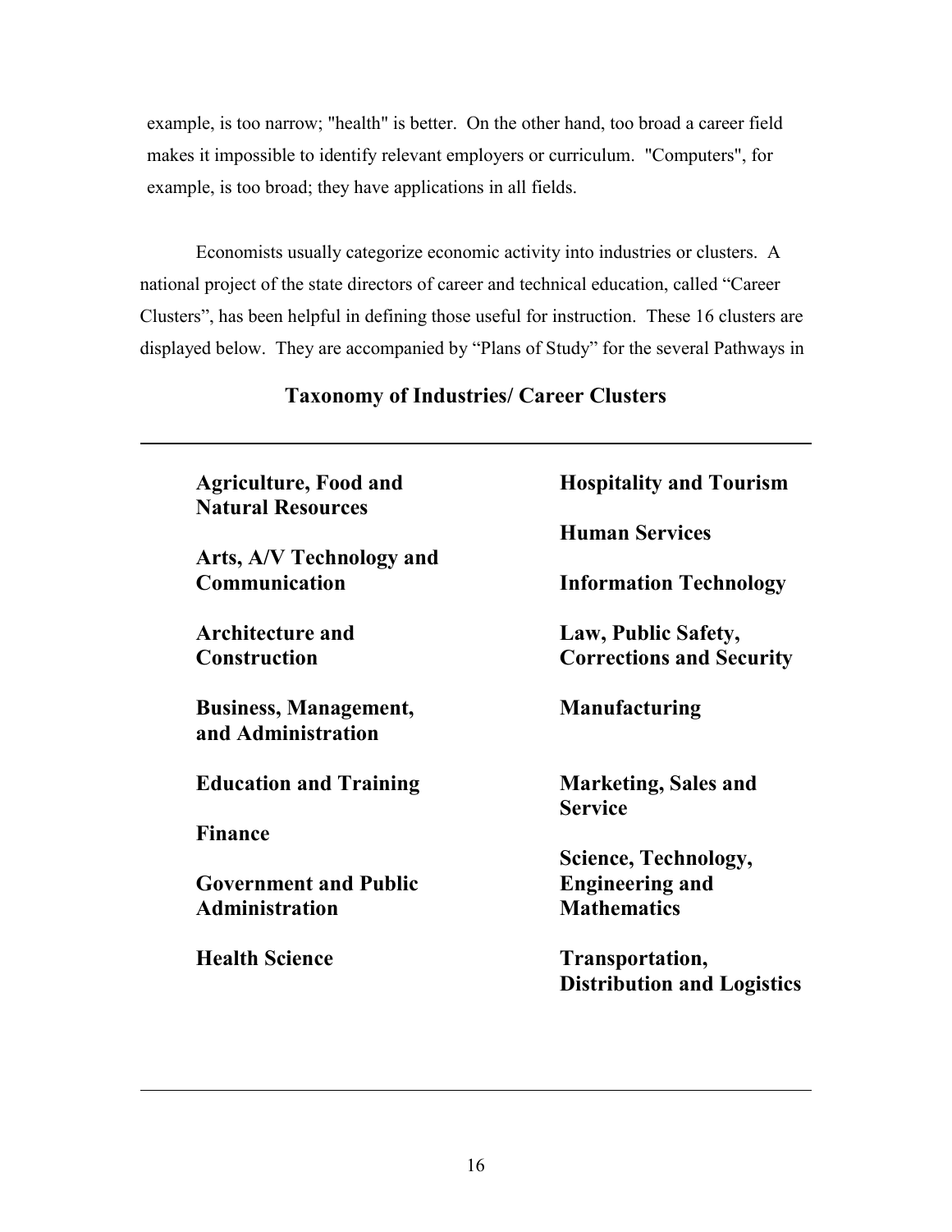example, is too narrow; "health" is better. On the other hand, too broad a career field makes it impossible to identify relevant employers or curriculum. "Computers", for example, is too broad; they have applications in all fields.

Economists usually categorize economic activity into industries or clusters. A national project of the state directors of career and technical education, called "Career Clusters", has been helpful in defining those useful for instruction. These 16 clusters are displayed below. They are accompanied by "Plans of Study" for the several Pathways in

### Taxonomy of Industries/ Career Clusters

- **Agriculture, Food and Natural Resources**
- **Arts, A/V Technology and Communication**
- **Architecture and Construction**
- **Business, Management, and Administration**
- **Education and Training**
- **Finance**
- **Government and Public Administration**
- **Health Science**
- **Hospitality and Tourism**
- **Human Services**
- **Information Technology**
- **Law, Public Safety, Corrections and Security**
- **Manufacturing**
- **Marketing, Sales and Service**
- **Science, Technology, Engineering and Mathematics**
- **Transportation, Distribution and Logistics**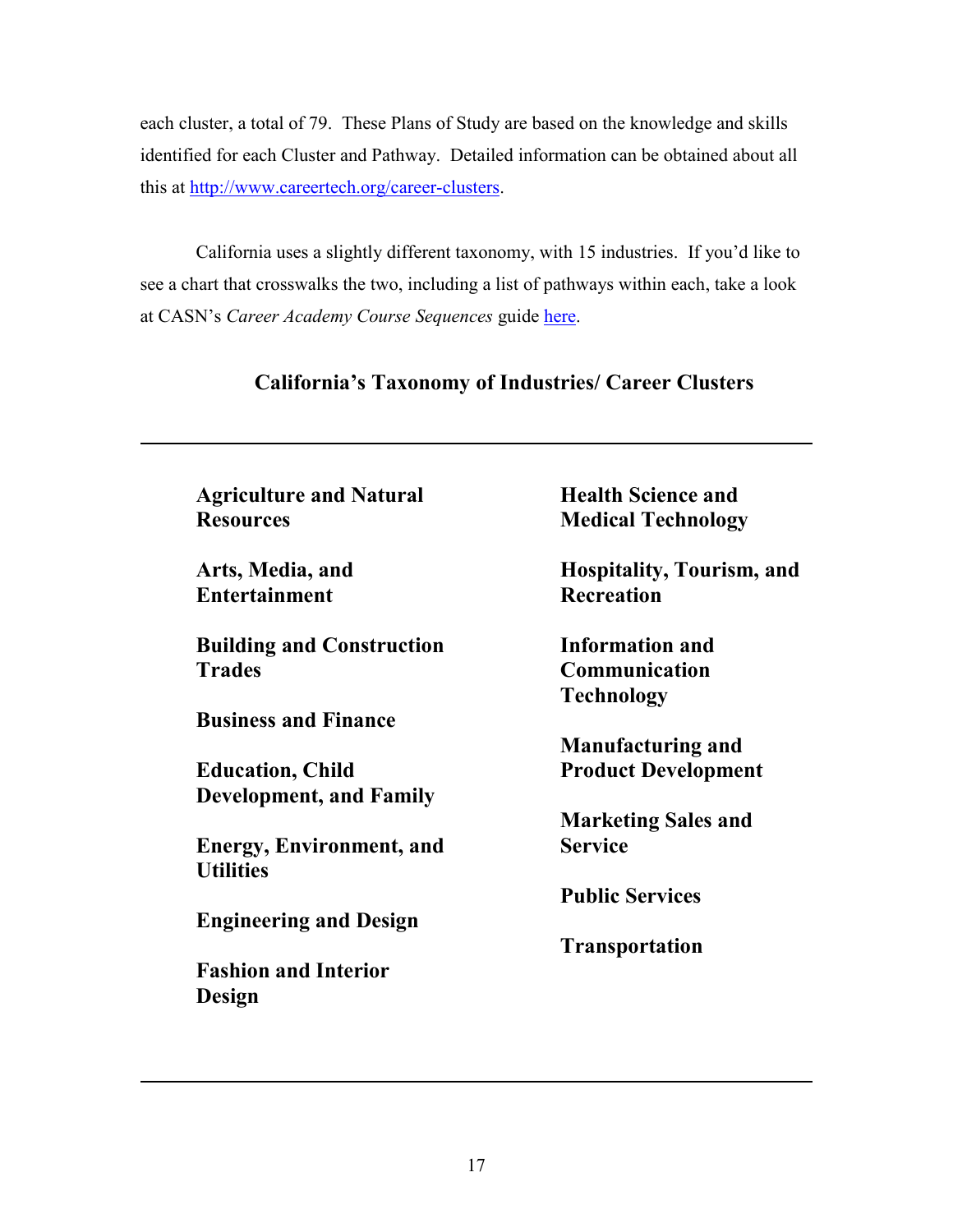each cluster, a total of 79. These Plans of Study are based on the knowledge and skills identified for each Cluster and Pathway. Detailed information can be obtained about all this at [http://www.careertech.org/career-clusters](http://www.careertech.org/career-clusters).

California uses a slightly different taxonomy, with 15 industries. If you'd like to see a chart that crosswalks the two, including a list of pathways within each, take a look at CASN's *Career Academy Course Sequences* guide here.

### California's Taxonomy of Industries/ Career Clusters

---

**Agriculture and Natural Resources**

**Arts, Media, and Entertainment**

**Building and Construction Trades**

**Business and Finance**

**Education, Child Development, and Family**

**Energy, Environment, and Utilities**

**Engineering and Design**

**Fashion and Interior Design**

**Health Science and Medical Technology**

**Hospitality, Tourism, and Recreation**

**Information and Communication Technology**

**Manufacturing and Product Development**

**Marketing Sales and Service**

**Public Services**

**Transportation**

---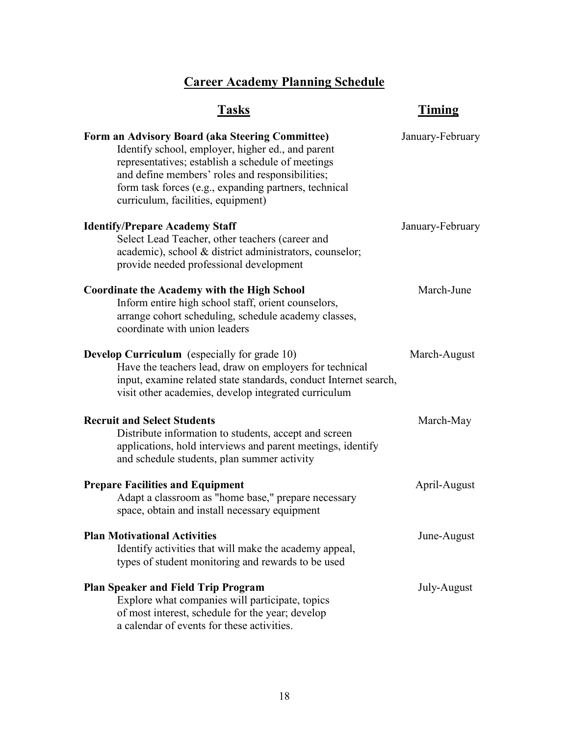# Career Academy Planning Schedule

| Tasks | Timing |
| --- | --- |
| **Form an Advisory Board (aka Steering Committee)** Identify school, employer, higher ed., and parent representatives; establish a schedule of meetings and define members' roles and responsibilities; form task forces (e.g., expanding partners, technical curriculum, facilities, equipment) | January-February |
| **Identify/Prepare Academy Staff** Select Lead Teacher, other teachers (career and academic), school & district administrators, counselor; provide needed professional development | January-February |
| **Coordinate the Academy with the High School** Inform entire high school staff, orient counselors, arrange cohort scheduling, schedule academy classes, coordinate with union leaders | March-June |
| **Develop Curriculum** (especially for grade 10) Have the teachers lead, draw on employers for technical input, examine related state standards, conduct Internet search, visit other academies, develop integrated curriculum | March-August |
| **Recruit and Select Students** Distribute information to students, accept and screen applications, hold interviews and parent meetings, identify and schedule students, plan summer activity | March-May |
| **Prepare Facilities and Equipment** Adapt a classroom as "home base," prepare necessary space, obtain and install necessary equipment | April-August |
| **Plan Motivational Activities** Identify activities that will make the academy appeal, types of student monitoring and rewards to be used | June-August |
| **Plan Speaker and Field Trip Program** Explore what companies will participate, topics of most interest, schedule for the year; develop a calendar of events for these activities. | July-August |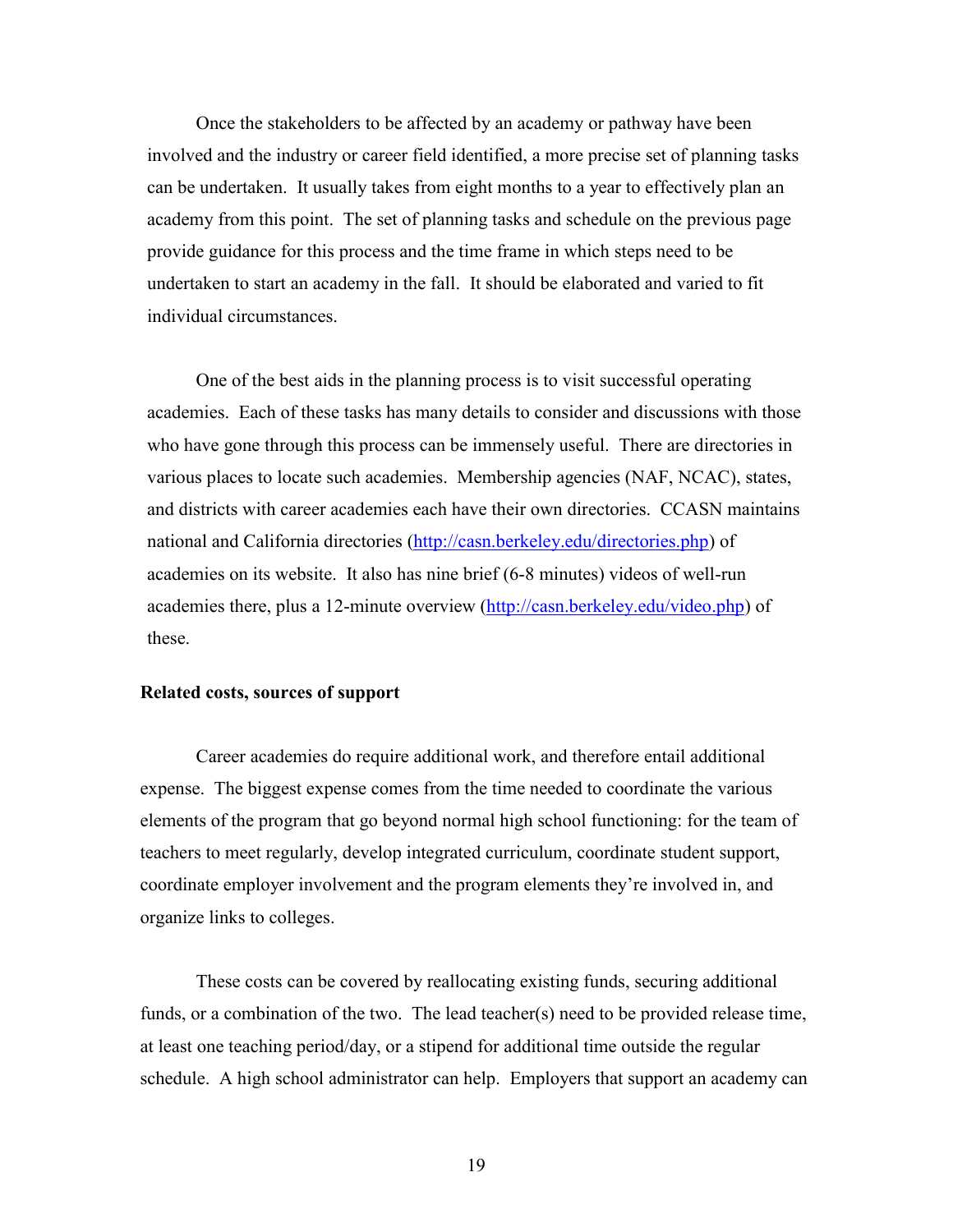Once the stakeholders to be affected by an academy or pathway have been involved and the industry or career field identified, a more precise set of planning tasks can be undertaken. It usually takes from eight months to a year to effectively plan an academy from this point. The set of planning tasks and schedule on the previous page provide guidance for this process and the time frame in which steps need to be undertaken to start an academy in the fall. It should be elaborated and varied to fit individual circumstances.

One of the best aids in the planning process is to visit successful operating academies. Each of these tasks has many details to consider and discussions with those who have gone through this process can be immensely useful. There are directories in various places to locate such academies. Membership agencies (NAF, NCAC), states, and districts with career academies each have their own directories. CCASN maintains national and California directories (http://casn.berkeley.edu/directories.php) of academies on its website. It also has nine brief (6-8 minutes) videos of well-run academies there, plus a 12-minute overview (http://casn.berkeley.edu/video.php) of these.

**Related costs, sources of support**

Career academies do require additional work, and therefore entail additional expense. The biggest expense comes from the time needed to coordinate the various elements of the program that go beyond normal high school functioning: for the team of teachers to meet regularly, develop integrated curriculum, coordinate student support, coordinate employer involvement and the program elements they're involved in, and organize links to colleges.

These costs can be covered by reallocating existing funds, securing additional funds, or a combination of the two. The lead teacher(s) need to be provided release time, at least one teaching period/day, or a stipend for additional time outside the regular schedule. A high school administrator can help. Employers that support an academy can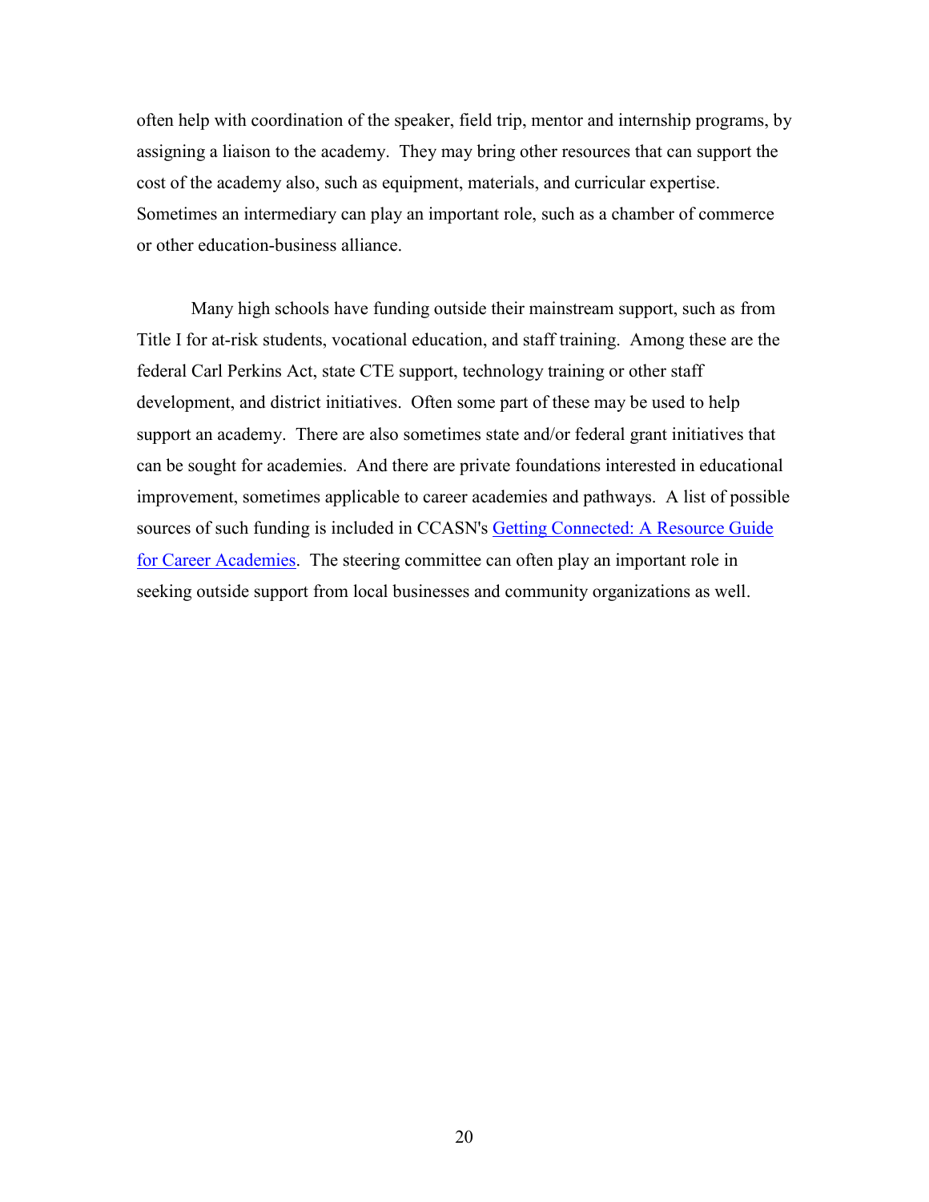often help with coordination of the speaker, field trip, mentor and internship programs, by assigning a liaison to the academy. They may bring other resources that can support the cost of the academy also, such as equipment, materials, and curricular expertise. Sometimes an intermediary can play an important role, such as a chamber of commerce or other education-business alliance.

Many high schools have funding outside their mainstream support, such as from Title I for at-risk students, vocational education, and staff training. Among these are the federal Carl Perkins Act, state CTE support, technology training or other staff development, and district initiatives. Often some part of these may be used to help support an academy. There are also sometimes state and/or federal grant initiatives that can be sought for academies. And there are private foundations interested in educational improvement, sometimes applicable to career academies and pathways. A list of possible sources of such funding is included in CCASN's Getting Connected: A Resource Guide for Career Academies. The steering committee can often play an important role in seeking outside support from local businesses and community organizations as well.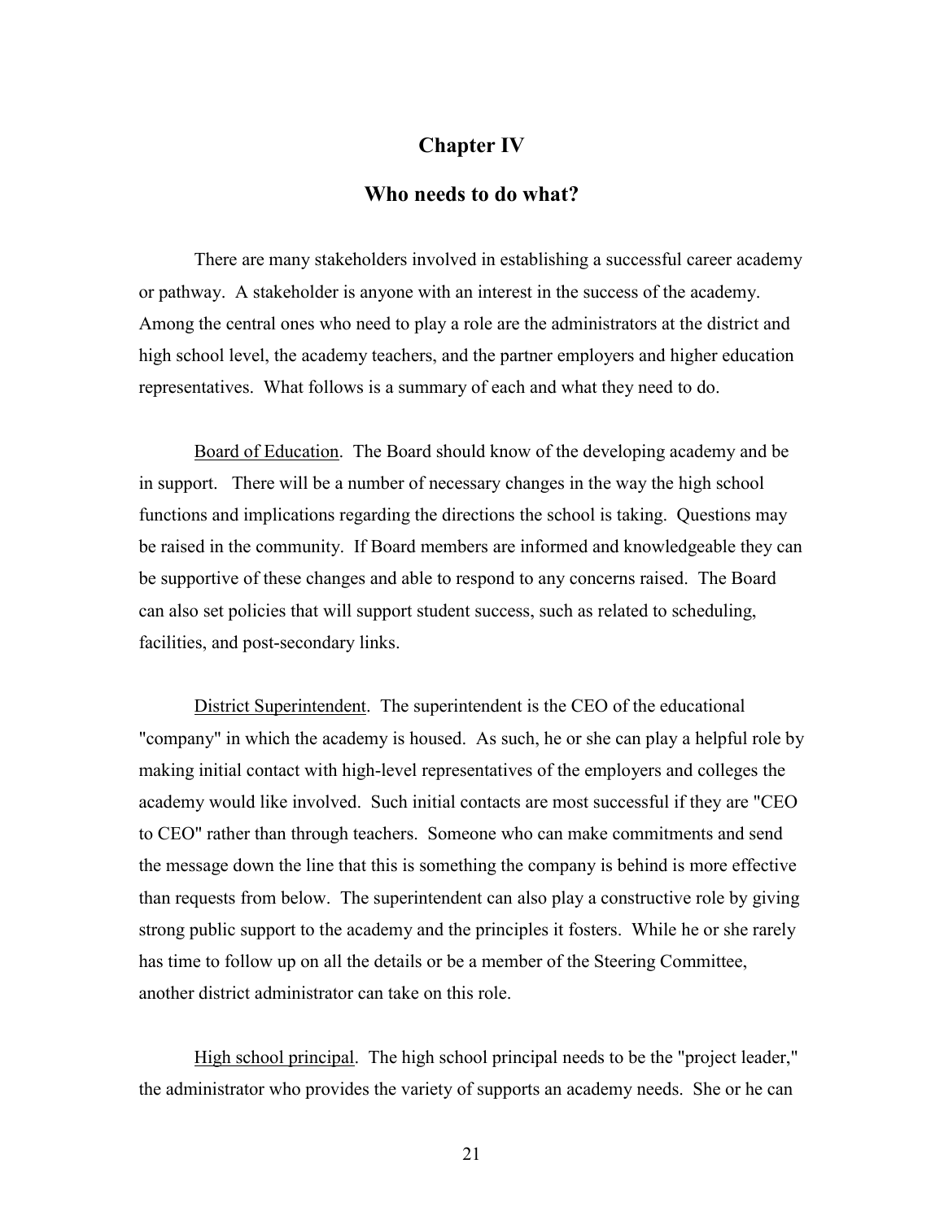# Chapter IV

## Who needs to do what?

There are many stakeholders involved in establishing a successful career academy or pathway. A stakeholder is anyone with an interest in the success of the academy. Among the central ones who need to play a role are the administrators at the district and high school level, the academy teachers, and the partner employers and higher education representatives. What follows is a summary of each and what they need to do.

Board of Education. The Board should know of the developing academy and be in support. There will be a number of necessary changes in the way the high school functions and implications regarding the directions the school is taking. Questions may be raised in the community. If Board members are informed and knowledgeable they can be supportive of these changes and able to respond to any concerns raised. The Board can also set policies that will support student success, such as related to scheduling, facilities, and post-secondary links.

District Superintendent. The superintendent is the CEO of the educational "company" in which the academy is housed. As such, he or she can play a helpful role by making initial contact with high-level representatives of the employers and colleges the academy would like involved. Such initial contacts are most successful if they are "CEO to CEO" rather than through teachers. Someone who can make commitments and send the message down the line that this is something the company is behind is more effective than requests from below. The superintendent can also play a constructive role by giving strong public support to the academy and the principles it fosters. While he or she rarely has time to follow up on all the details or be a member of the Steering Committee, another district administrator can take on this role.

High school principal. The high school principal needs to be the "project leader," the administrator who provides the variety of supports an academy needs. She or he can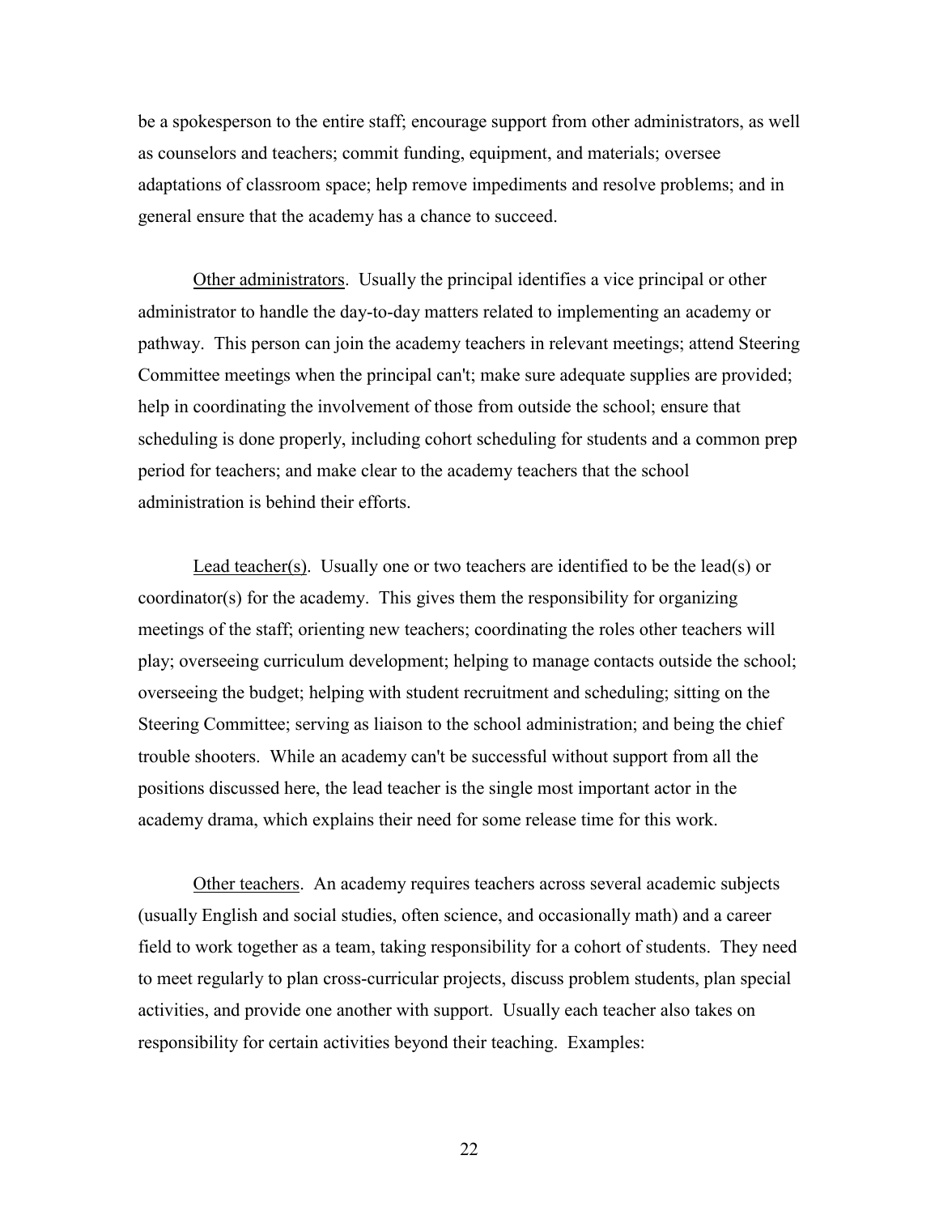be a spokesperson to the entire staff; encourage support from other administrators, as well as counselors and teachers; commit funding, equipment, and materials; oversee adaptations of classroom space; help remove impediments and resolve problems; and in general ensure that the academy has a chance to succeed.

<u>Other administrators</u>. Usually the principal identifies a vice principal or other administrator to handle the day-to-day matters related to implementing an academy or pathway. This person can join the academy teachers in relevant meetings; attend Steering Committee meetings when the principal can't; make sure adequate supplies are provided; help in coordinating the involvement of those from outside the school; ensure that scheduling is done properly, including cohort scheduling for students and a common prep period for teachers; and make clear to the academy teachers that the school administration is behind their efforts.

<u>Lead teacher(s)</u>. Usually one or two teachers are identified to be the lead(s) or coordinator(s) for the academy. This gives them the responsibility for organizing meetings of the staff; orienting new teachers; coordinating the roles other teachers will play; overseeing curriculum development; helping to manage contacts outside the school; overseeing the budget; helping with student recruitment and scheduling; sitting on the Steering Committee; serving as liaison to the school administration; and being the chief trouble shooters. While an academy can't be successful without support from all the positions discussed here, the lead teacher is the single most important actor in the academy drama, which explains their need for some release time for this work.

<u>Other teachers</u>. An academy requires teachers across several academic subjects (usually English and social studies, often science, and occasionally math) and a career field to work together as a team, taking responsibility for a cohort of students. They need to meet regularly to plan cross-curricular projects, discuss problem students, plan special activities, and provide one another with support. Usually each teacher also takes on responsibility for certain activities beyond their teaching. Examples: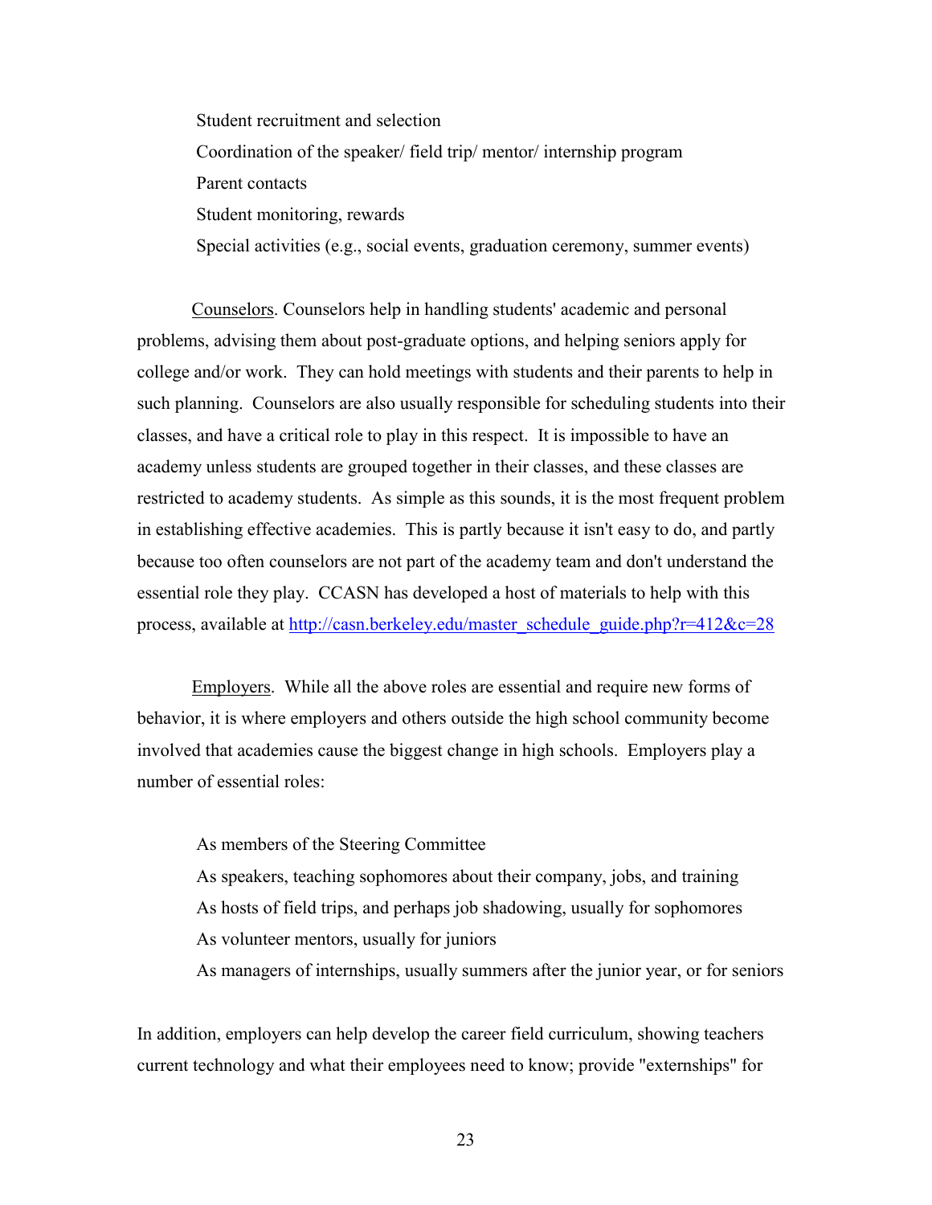Student recruitment and selection

Coordination of the speaker/ field trip/ mentor/ internship program

Parent contacts

Student monitoring, rewards

Special activities (e.g., social events, graduation ceremony, summer events)

Counselors. Counselors help in handling students' academic and personal problems, advising them about post-graduate options, and helping seniors apply for college and/or work. They can hold meetings with students and their parents to help in such planning. Counselors are also usually responsible for scheduling students into their classes, and have a critical role to play in this respect. It is impossible to have an academy unless students are grouped together in their classes, and these classes are restricted to academy students. As simple as this sounds, it is the most frequent problem in establishing effective academies. This is partly because it isn't easy to do, and partly because too often counselors are not part of the academy team and don't understand the essential role they play. CCASN has developed a host of materials to help with this process, available at http://casn.berkeley.edu/master_schedule_guide.php?r=412&c=28

Employers. While all the above roles are essential and require new forms of behavior, it is where employers and others outside the high school community become involved that academies cause the biggest change in high schools. Employers play a number of essential roles:

As members of the Steering Committee

As speakers, teaching sophomores about their company, jobs, and training

As hosts of field trips, and perhaps job shadowing, usually for sophomores

As volunteer mentors, usually for juniors

As managers of internships, usually summers after the junior year, or for seniors

In addition, employers can help develop the career field curriculum, showing teachers current technology and what their employees need to know; provide "externships" for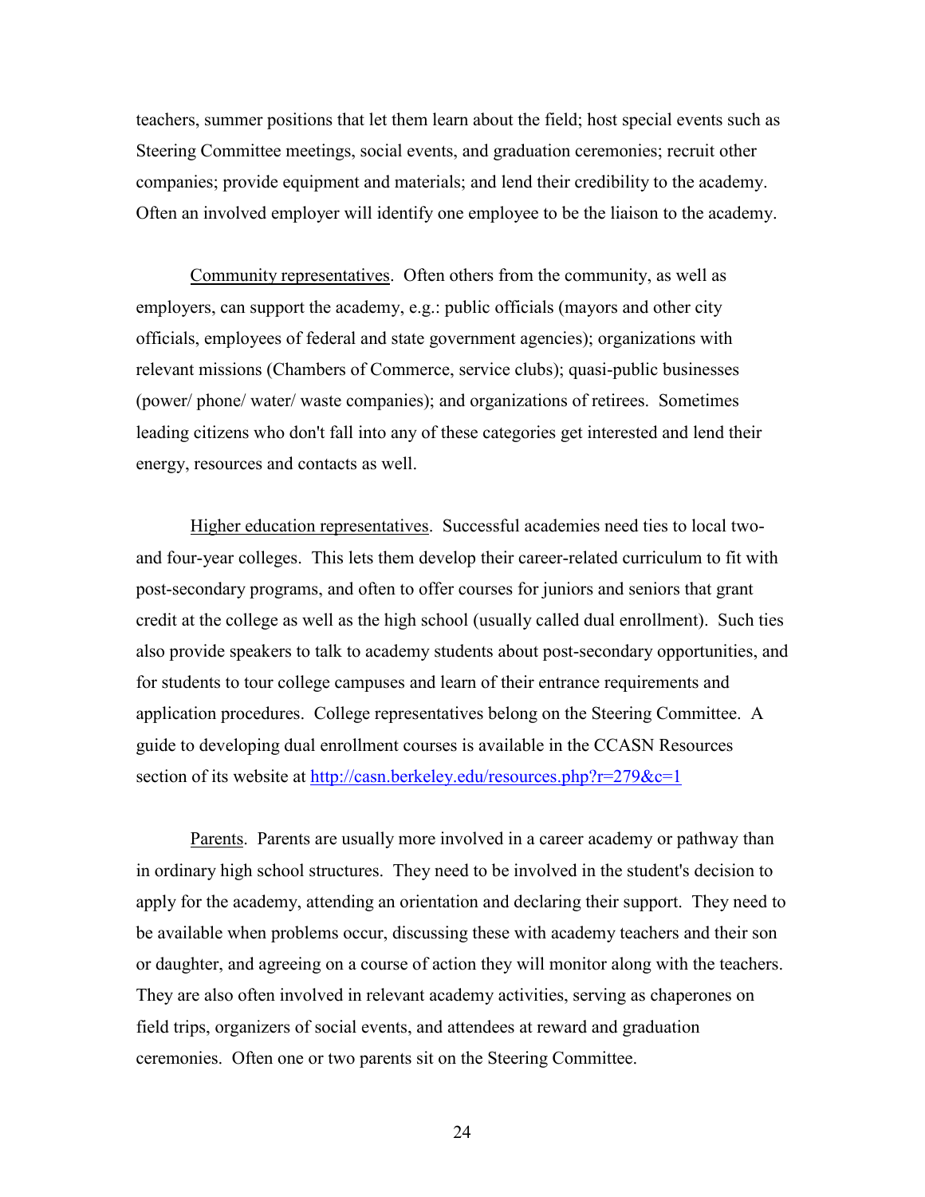teachers, summer positions that let them learn about the field; host special events such as Steering Committee meetings, social events, and graduation ceremonies; recruit other companies; provide equipment and materials; and lend their credibility to the academy. Often an involved employer will identify one employee to be the liaison to the academy.

<u>Community representatives</u>. Often others from the community, as well as employers, can support the academy, e.g.: public officials (mayors and other city officials, employees of federal and state government agencies); organizations with relevant missions (Chambers of Commerce, service clubs); quasi-public businesses (power/ phone/ water/ waste companies); and organizations of retirees. Sometimes leading citizens who don't fall into any of these categories get interested and lend their energy, resources and contacts as well.

<u>Higher education representatives</u>. Successful academies need ties to local two- and four-year colleges. This lets them develop their career-related curriculum to fit with post-secondary programs, and often to offer courses for juniors and seniors that grant credit at the college as well as the high school (usually called dual enrollment). Such ties also provide speakers to talk to academy students about post-secondary opportunities, and for students to tour college campuses and learn of their entrance requirements and application procedures. College representatives belong on the Steering Committee. A guide to developing dual enrollment courses is available in the CCASN Resources section of its website at [http://casn.berkeley.edu/resources.php?r=279&c=1](http://casn.berkeley.edu/resources.php?r=279&c=1)

<u>Parents</u>. Parents are usually more involved in a career academy or pathway than in ordinary high school structures. They need to be involved in the student's decision to apply for the academy, attending an orientation and declaring their support. They need to be available when problems occur, discussing these with academy teachers and their son or daughter, and agreeing on a course of action they will monitor along with the teachers. They are also often involved in relevant academy activities, serving as chaperones on field trips, organizers of social events, and attendees at reward and graduation ceremonies. Often one or two parents sit on the Steering Committee.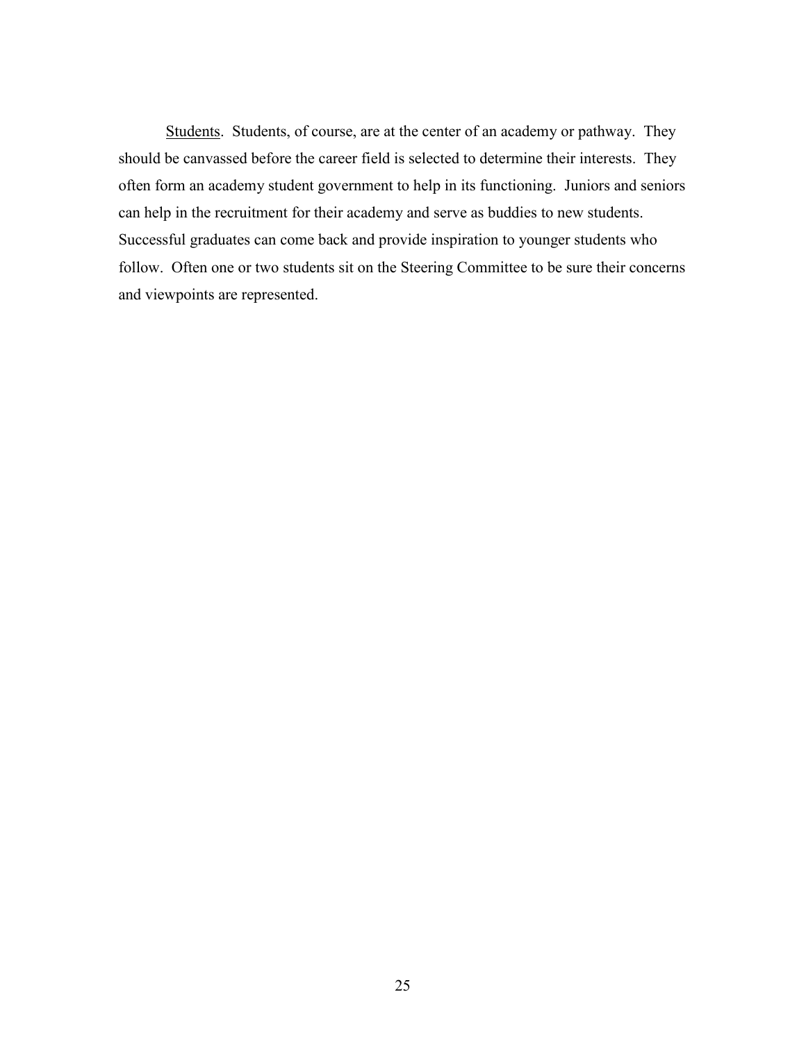<u>Students</u>. Students, of course, are at the center of an academy or pathway. They should be canvassed before the career field is selected to determine their interests. They often form an academy student government to help in its functioning. Juniors and seniors can help in the recruitment for their academy and serve as buddies to new students. Successful graduates can come back and provide inspiration to younger students who follow. Often one or two students sit on the Steering Committee to be sure their concerns and viewpoints are represented.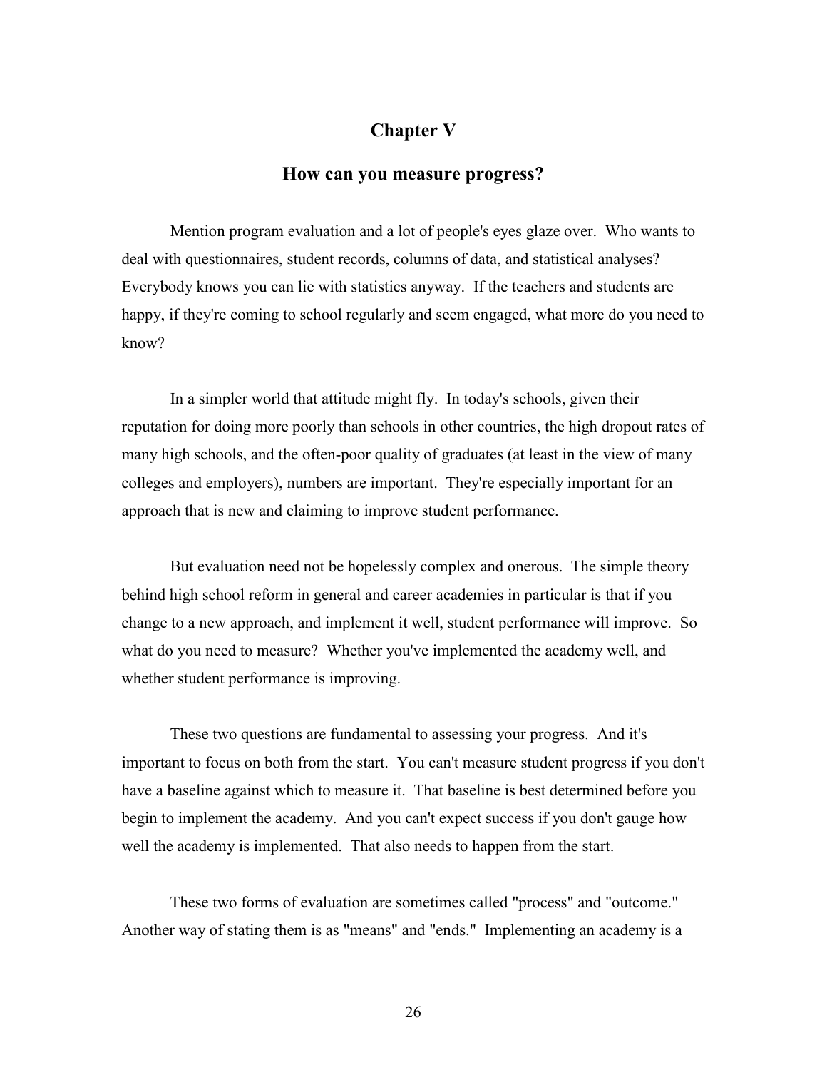# Chapter V

## How can you measure progress?

Mention program evaluation and a lot of people's eyes glaze over. Who wants to deal with questionnaires, student records, columns of data, and statistical analyses? Everybody knows you can lie with statistics anyway. If the teachers and students are happy, if they're coming to school regularly and seem engaged, what more do you need to know?

In a simpler world that attitude might fly. In today's schools, given their reputation for doing more poorly than schools in other countries, the high dropout rates of many high schools, and the often-poor quality of graduates (at least in the view of many colleges and employers), numbers are important. They're especially important for an approach that is new and claiming to improve student performance.

But evaluation need not be hopelessly complex and onerous. The simple theory behind high school reform in general and career academies in particular is that if you change to a new approach, and implement it well, student performance will improve. So what do you need to measure? Whether you've implemented the academy well, and whether student performance is improving.

These two questions are fundamental to assessing your progress. And it's important to focus on both from the start. You can't measure student progress if you don't have a baseline against which to measure it. That baseline is best determined before you begin to implement the academy. And you can't expect success if you don't gauge how well the academy is implemented. That also needs to happen from the start.

These two forms of evaluation are sometimes called "process" and "outcome." Another way of stating them is as "means" and "ends." Implementing an academy is a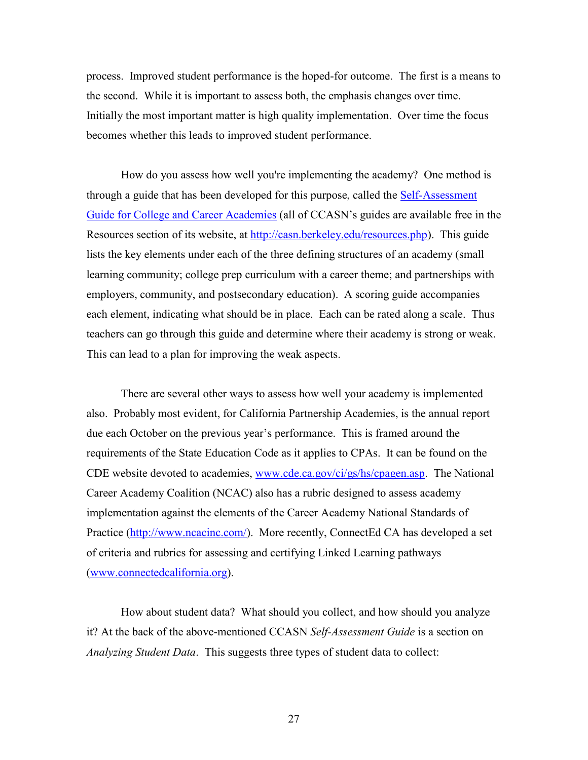process. Improved student performance is the hoped-for outcome. The first is a means to the second. While it is important to assess both, the emphasis changes over time. Initially the most important matter is high quality implementation. Over time the focus becomes whether this leads to improved student performance.

How do you assess how well you're implementing the academy? One method is through a guide that has been developed for this purpose, called the [Self-Assessment Guide for College and Career Academies](http://casn.berkeley.edu/resources.php) (all of CCASN's guides are available free in the Resources section of its website, at [http://casn.berkeley.edu/resources.php](http://casn.berkeley.edu/resources.php)). This guide lists the key elements under each of the three defining structures of an academy (small learning community; college prep curriculum with a career theme; and partnerships with employers, community, and postsecondary education). A scoring guide accompanies each element, indicating what should be in place. Each can be rated along a scale. Thus teachers can go through this guide and determine where their academy is strong or weak. This can lead to a plan for improving the weak aspects.

There are several other ways to assess how well your academy is implemented also. Probably most evident, for California Partnership Academies, is the annual report due each October on the previous year's performance. This is framed around the requirements of the State Education Code as it applies to CPAs. It can be found on the CDE website devoted to academies, [www.cde.ca.gov/ci/gs/hs/cpagen.asp](http://www.cde.ca.gov/ci/gs/hs/cpagen.asp). The National Career Academy Coalition (NCAC) also has a rubric designed to assess academy implementation against the elements of the Career Academy National Standards of Practice ([http://www.ncacinc.com/](http://www.ncacinc.com/)). More recently, ConnectEd CA has developed a set of criteria and rubrics for assessing and certifying Linked Learning pathways ([www.connectedcalifornia.org](http://www.connectedcalifornia.org)).

How about student data? What should you collect, and how should you analyze it? At the back of the above-mentioned CCASN *Self-Assessment Guide* is a section on *Analyzing Student Data*. This suggests three types of student data to collect: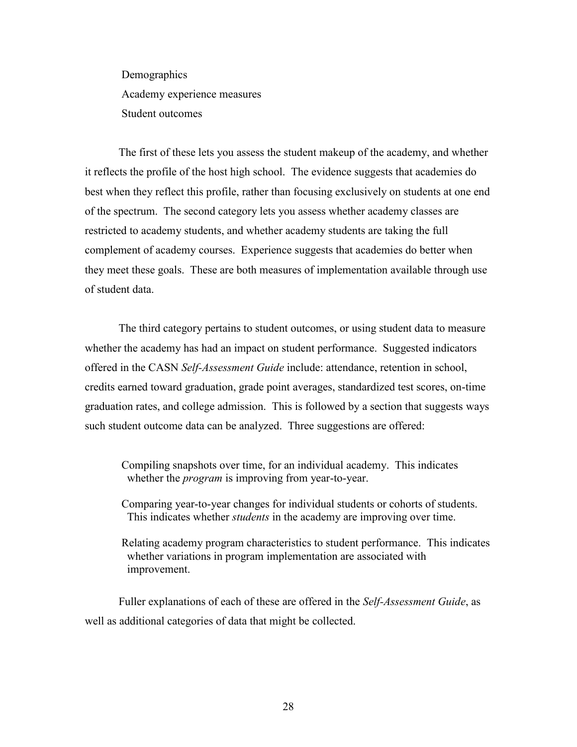- Demographics
- Academy experience measures
- Student outcomes

The first of these lets you assess the student makeup of the academy, and whether it reflects the profile of the host high school. The evidence suggests that academies do best when they reflect this profile, rather than focusing exclusively on students at one end of the spectrum. The second category lets you assess whether academy classes are restricted to academy students, and whether academy students are taking the full complement of academy courses. Experience suggests that academies do better when they meet these goals. These are both measures of implementation available through use of student data.

The third category pertains to student outcomes, or using student data to measure whether the academy has had an impact on student performance. Suggested indicators offered in the CASN *Self-Assessment Guide* include: attendance, retention in school, credits earned toward graduation, grade point averages, standardized test scores, on-time graduation rates, and college admission. This is followed by a section that suggests ways such student outcome data can be analyzed. Three suggestions are offered:

- Compiling snapshots over time, for an individual academy. This indicates whether the *program* is improving from year-to-year.
- Comparing year-to-year changes for individual students or cohorts of students. This indicates whether *students* in the academy are improving over time.
- Relating academy program characteristics to student performance. This indicates whether variations in program implementation are associated with improvement.

Fuller explanations of each of these are offered in the *Self-Assessment Guide*, as well as additional categories of data that might be collected.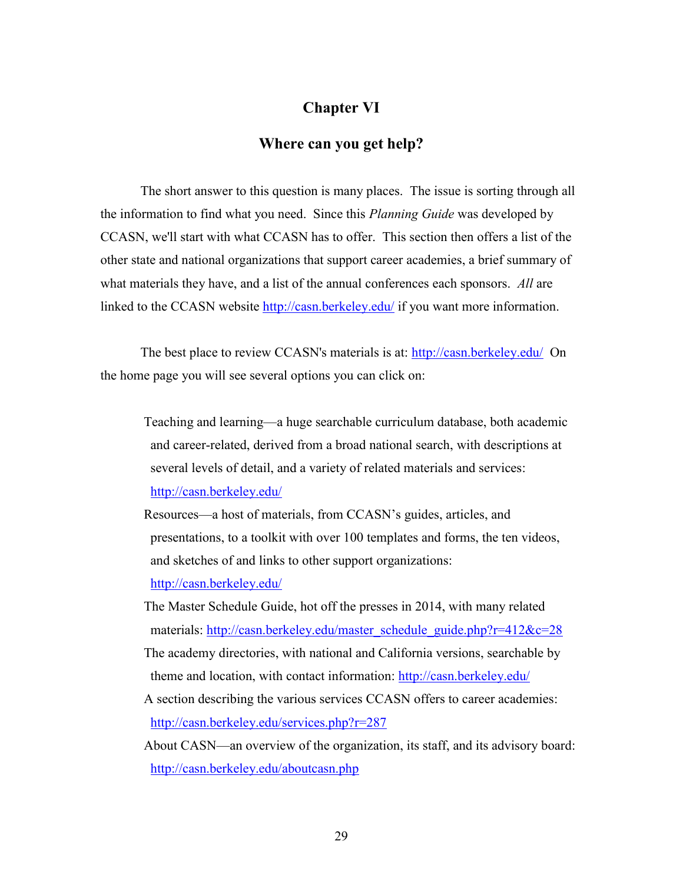# Chapter VI

## Where can you get help?

The short answer to this question is many places. The issue is sorting through all the information to find what you need. Since this *Planning Guide* was developed by CCASN, we'll start with what CCASN has to offer. This section then offers a list of the other state and national organizations that support career academies, a brief summary of what materials they have, and a list of the annual conferences each sponsors. *All* are linked to the CCASN website http://casn.berkeley.edu/ if you want more information.

The best place to review CCASN's materials is at: http://casn.berkeley.edu/ On the home page you will see several options you can click on:

- Teaching and learning—a huge searchable curriculum database, both academic and career-related, derived from a broad national search, with descriptions at several levels of detail, and a variety of related materials and services: http://casn.berkeley.edu/
- Resources—a host of materials, from CCASN's guides, articles, and presentations, to a toolkit with over 100 templates and forms, the ten videos, and sketches of and links to other support organizations: http://casn.berkeley.edu/
- The Master Schedule Guide, hot off the presses in 2014, with many related materials: http://casn.berkeley.edu/master_schedule_guide.php?r=412&c=28
- The academy directories, with national and California versions, searchable by theme and location, with contact information: http://casn.berkeley.edu/
- A section describing the various services CCASN offers to career academies: http://casn.berkeley.edu/services.php?r=287
- About CASN—an overview of the organization, its staff, and its advisory board: http://casn.berkeley.edu/aboutcasn.php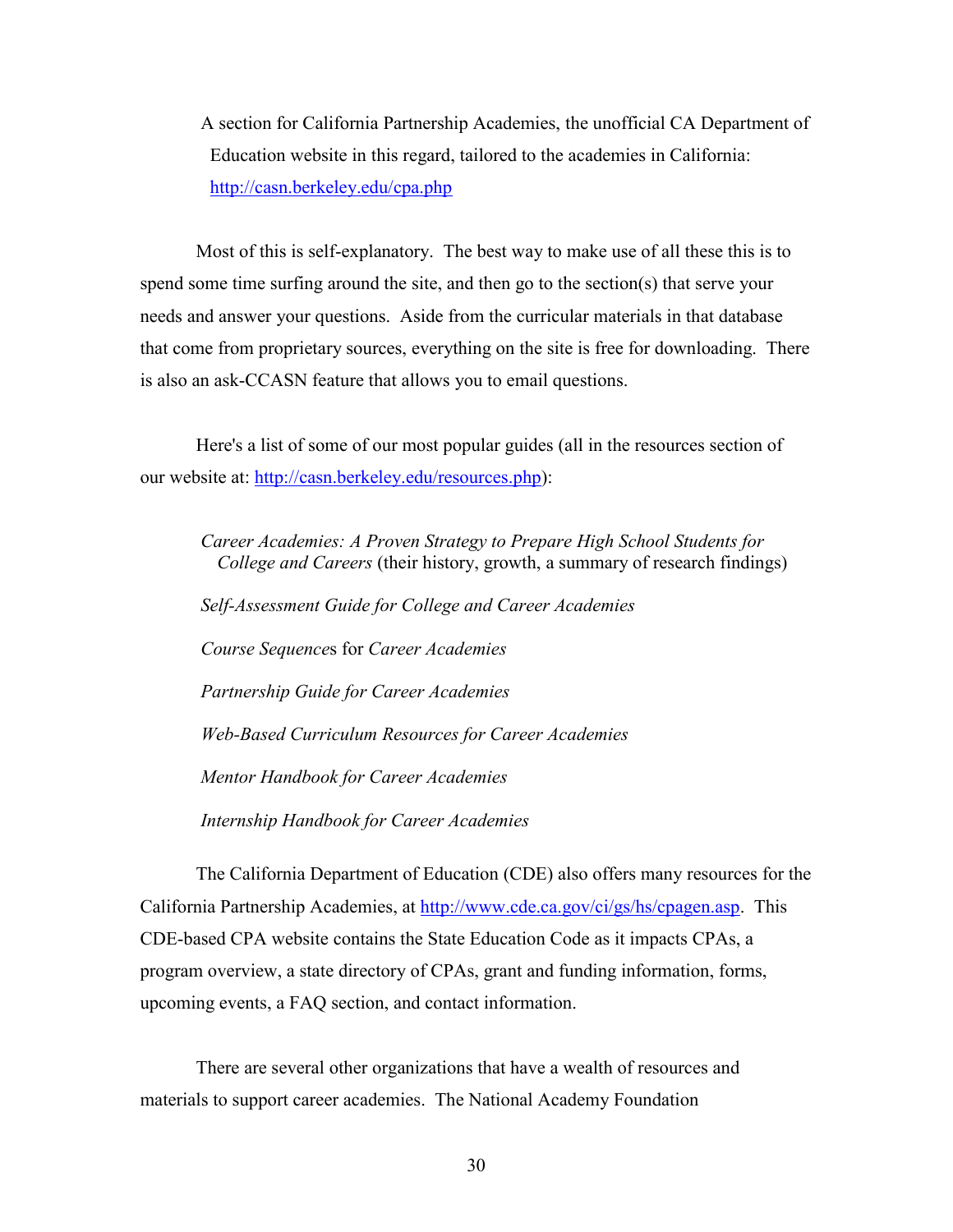A section for California Partnership Academies, the unofficial CA Department of Education website in this regard, tailored to the academies in California: http://casn.berkeley.edu/cpa.php

Most of this is self-explanatory. The best way to make use of all these this is to spend some time surfing around the site, and then go to the section(s) that serve your needs and answer your questions. Aside from the curricular materials in that database that come from proprietary sources, everything on the site is free for downloading. There is also an ask-CCASN feature that allows you to email questions.

Here's a list of some of our most popular guides (all in the resources section of our website at: http://casn.berkeley.edu/resources.php):

*Career Academies: A Proven Strategy to Prepare High School Students for College and Careers* (their history, growth, a summary of research findings)

*Self-Assessment Guide for College and Career Academies*

*Course Sequence*s for *Career Academies*

*Partnership Guide for Career Academies*

*Web-Based Curriculum Resources for Career Academies*

*Mentor Handbook for Career Academies*

*Internship Handbook for Career Academies*

The California Department of Education (CDE) also offers many resources for the California Partnership Academies, at http://www.cde.ca.gov/ci/gs/hs/cpagen.asp. This CDE-based CPA website contains the State Education Code as it impacts CPAs, a program overview, a state directory of CPAs, grant and funding information, forms, upcoming events, a FAQ section, and contact information.

There are several other organizations that have a wealth of resources and materials to support career academies. The National Academy Foundation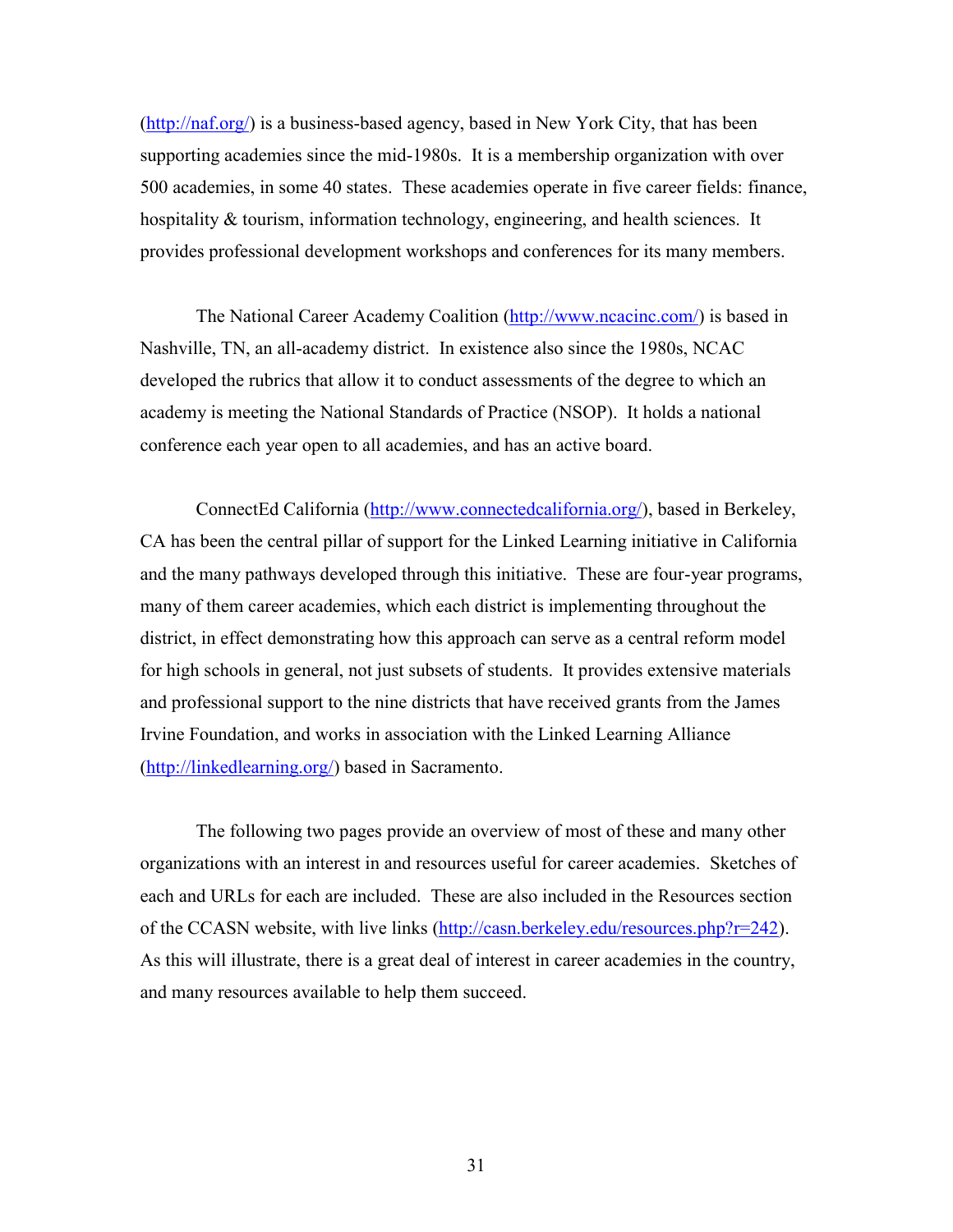(http://naf.org/) is a business-based agency, based in New York City, that has been supporting academies since the mid-1980s. It is a membership organization with over 500 academies, in some 40 states. These academies operate in five career fields: finance, hospitality & tourism, information technology, engineering, and health sciences. It provides professional development workshops and conferences for its many members.

The National Career Academy Coalition (http://www.ncacinc.com/) is based in Nashville, TN, an all-academy district. In existence also since the 1980s, NCAC developed the rubrics that allow it to conduct assessments of the degree to which an academy is meeting the National Standards of Practice (NSOP). It holds a national conference each year open to all academies, and has an active board.

ConnectEd California (http://www.connectedcalifornia.org/), based in Berkeley, CA has been the central pillar of support for the Linked Learning initiative in California and the many pathways developed through this initiative. These are four-year programs, many of them career academies, which each district is implementing throughout the district, in effect demonstrating how this approach can serve as a central reform model for high schools in general, not just subsets of students. It provides extensive materials and professional support to the nine districts that have received grants from the James Irvine Foundation, and works in association with the Linked Learning Alliance (http://linkedlearning.org/) based in Sacramento.

The following two pages provide an overview of most of these and many other organizations with an interest in and resources useful for career academies. Sketches of each and URLs for each are included. These are also included in the Resources section of the CCASN website, with live links (http://casn.berkeley.edu/resources.php?r=242). As this will illustrate, there is a great deal of interest in career academies in the country, and many resources available to help them succeed.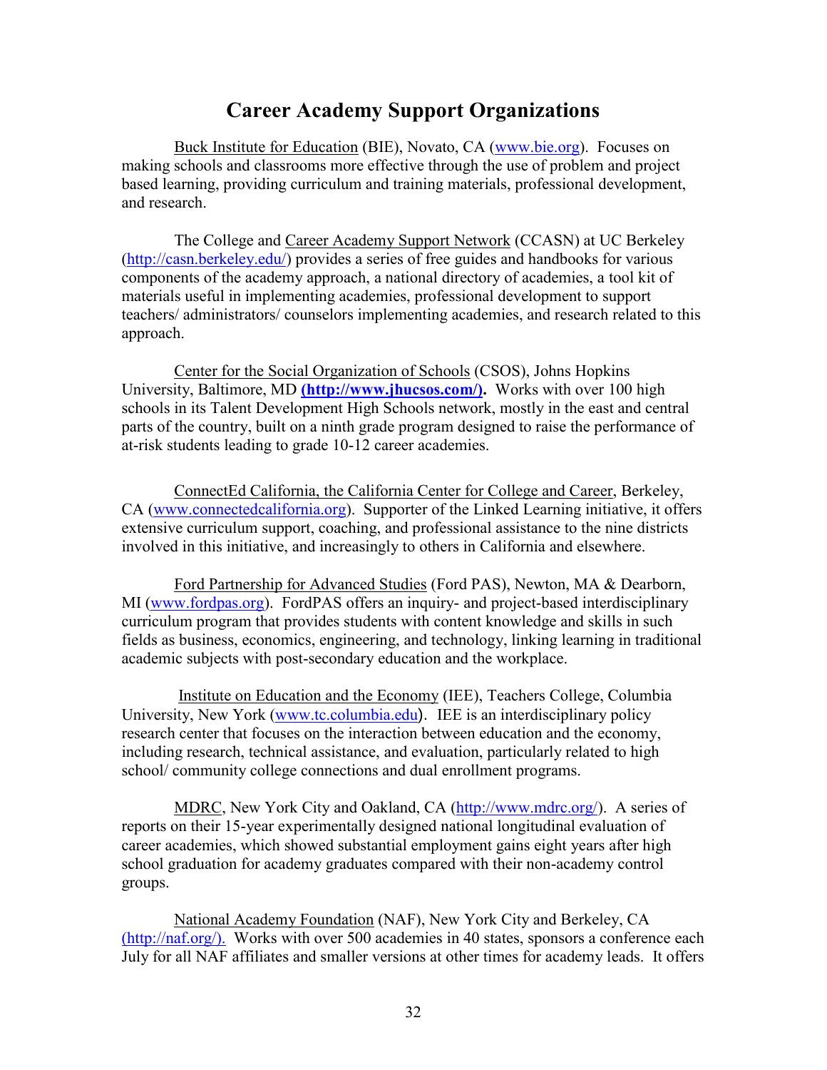# Career Academy Support Organizations

Buck Institute for Education (BIE), Novato, CA (www.bie.org). Focuses on making schools and classrooms more effective through the use of problem and project based learning, providing curriculum and training materials, professional development, and research.

The College and Career Academy Support Network (CCASN) at UC Berkeley (http://casn.berkeley.edu/) provides a series of free guides and handbooks for various components of the academy approach, a national directory of academies, a tool kit of materials useful in implementing academies, professional development to support teachers/ administrators/ counselors implementing academies, and research related to this approach.

Center for the Social Organization of Schools (CSOS), Johns Hopkins University, Baltimore, MD **(http://www.jhucsos.com/).** Works with over 100 high schools in its Talent Development High Schools network, mostly in the east and central parts of the country, built on a ninth grade program designed to raise the performance of at-risk students leading to grade 10-12 career academies.

ConnectEd California, the California Center for College and Career, Berkeley, CA (www.connectedcalifornia.org). Supporter of the Linked Learning initiative, it offers extensive curriculum support, coaching, and professional assistance to the nine districts involved in this initiative, and increasingly to others in California and elsewhere.

Ford Partnership for Advanced Studies (Ford PAS), Newton, MA & Dearborn, MI (www.fordpas.org). FordPAS offers an inquiry- and project-based interdisciplinary curriculum program that provides students with content knowledge and skills in such fields as business, economics, engineering, and technology, linking learning in traditional academic subjects with post-secondary education and the workplace.

Institute on Education and the Economy (IEE), Teachers College, Columbia University, New York (www.tc.columbia.edu). IEE is an interdisciplinary policy research center that focuses on the interaction between education and the economy, including research, technical assistance, and evaluation, particularly related to high school/ community college connections and dual enrollment programs.

MDRC, New York City and Oakland, CA (http://www.mdrc.org/). A series of reports on their 15-year experimentally designed national longitudinal evaluation of career academies, which showed substantial employment gains eight years after high school graduation for academy graduates compared with their non-academy control groups.

National Academy Foundation (NAF), New York City and Berkeley, CA (http://naf.org/). Works with over 500 academies in 40 states, sponsors a conference each July for all NAF affiliates and smaller versions at other times for academy leads. It offers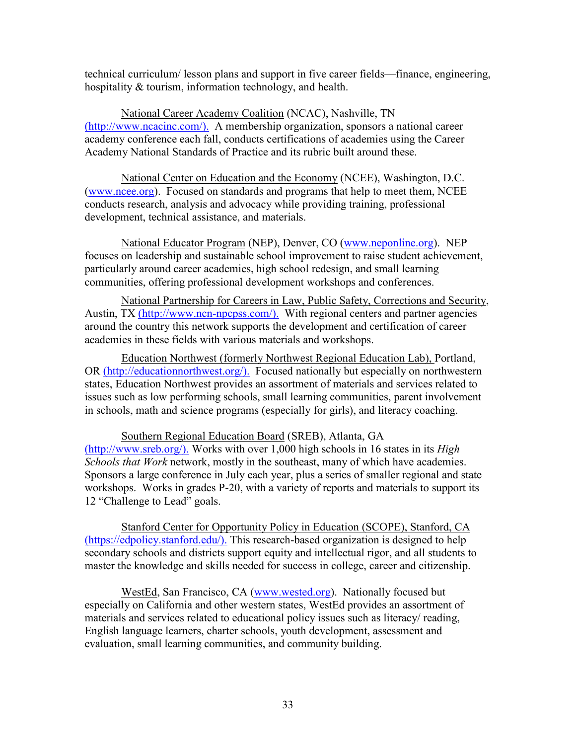technical curriculum/ lesson plans and support in five career fields—finance, engineering, hospitality & tourism, information technology, and health.

National Career Academy Coalition (NCAC), Nashville, TN (http://www.ncacinc.com/). A membership organization, sponsors a national career academy conference each fall, conducts certifications of academies using the Career Academy National Standards of Practice and its rubric built around these.

National Center on Education and the Economy (NCEE), Washington, D.C. (www.ncee.org). Focused on standards and programs that help to meet them, NCEE conducts research, analysis and advocacy while providing training, professional development, technical assistance, and materials.

National Educator Program (NEP), Denver, CO (www.neponline.org). NEP focuses on leadership and sustainable school improvement to raise student achievement, particularly around career academies, high school redesign, and small learning communities, offering professional development workshops and conferences.

National Partnership for Careers in Law, Public Safety, Corrections and Security, Austin, TX (http://www.ncn-npcpss.com/). With regional centers and partner agencies around the country this network supports the development and certification of career academies in these fields with various materials and workshops.

Education Northwest (formerly Northwest Regional Education Lab), Portland, OR (http://educationnorthwest.org/). Focused nationally but especially on northwestern states, Education Northwest provides an assortment of materials and services related to issues such as low performing schools, small learning communities, parent involvement in schools, math and science programs (especially for girls), and literacy coaching.

Southern Regional Education Board (SREB), Atlanta, GA (http://www.sreb.org/). Works with over 1,000 high schools in 16 states in its *High Schools that Work* network, mostly in the southeast, many of which have academies. Sponsors a large conference in July each year, plus a series of smaller regional and state workshops. Works in grades P-20, with a variety of reports and materials to support its 12 "Challenge to Lead" goals.

Stanford Center for Opportunity Policy in Education (SCOPE), Stanford, CA (https://edpolicy.stanford.edu/). This research-based organization is designed to help secondary schools and districts support equity and intellectual rigor, and all students to master the knowledge and skills needed for success in college, career and citizenship.

WestEd, San Francisco, CA (www.wested.org). Nationally focused but especially on California and other western states, WestEd provides an assortment of materials and services related to educational policy issues such as literacy/ reading, English language learners, charter schools, youth development, assessment and evaluation, small learning communities, and community building.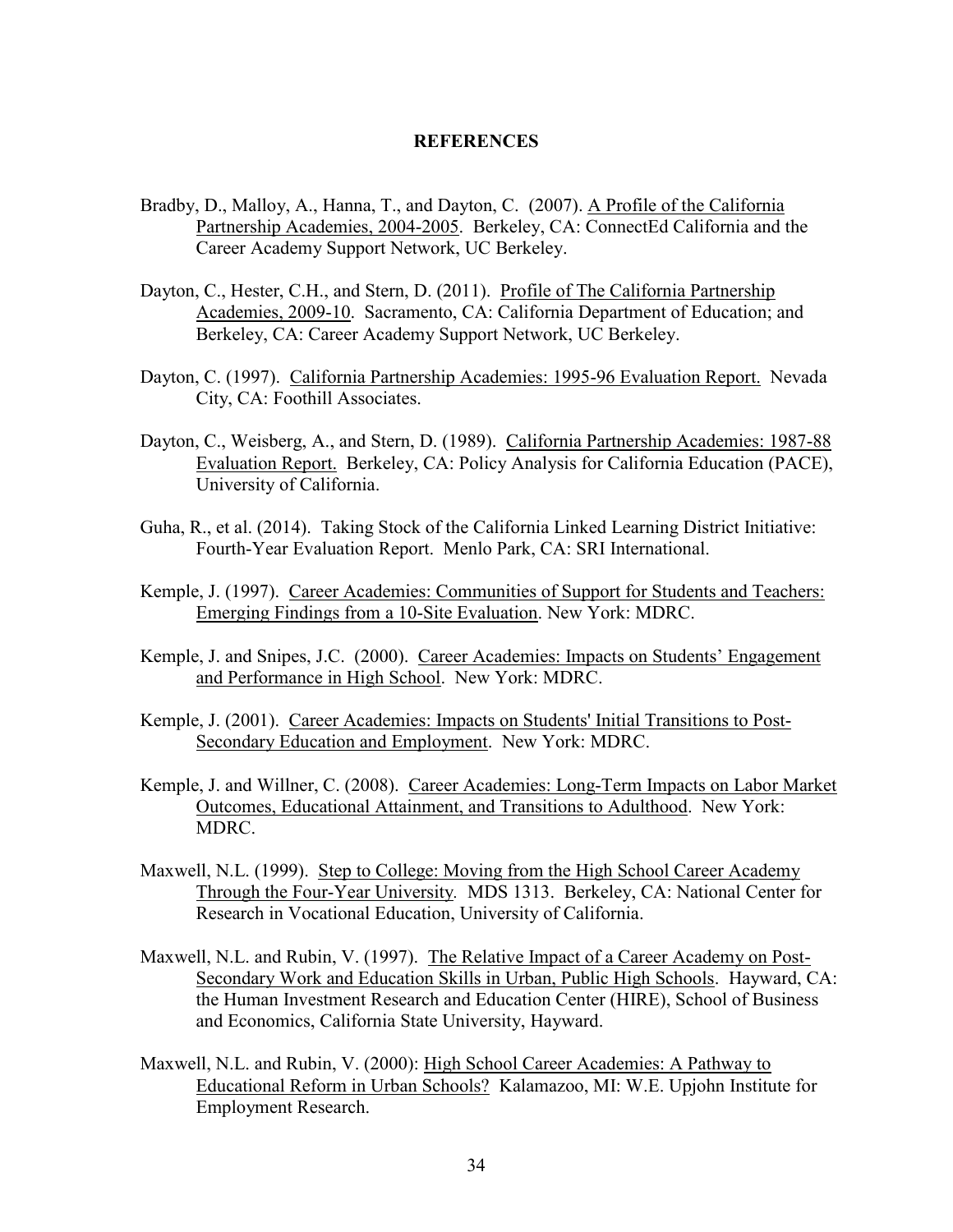## REFERENCES

Bradby, D., Malloy, A., Hanna, T., and Dayton, C. (2007). A Profile of the California Partnership Academies, 2004-2005. Berkeley, CA: ConnectEd California and the Career Academy Support Network, UC Berkeley.

Dayton, C., Hester, C.H., and Stern, D. (2011). Profile of The California Partnership Academies, 2009-10. Sacramento, CA: California Department of Education; and Berkeley, CA: Career Academy Support Network, UC Berkeley.

Dayton, C. (1997). California Partnership Academies: 1995-96 Evaluation Report. Nevada City, CA: Foothill Associates.

Dayton, C., Weisberg, A., and Stern, D. (1989). California Partnership Academies: 1987-88 Evaluation Report. Berkeley, CA: Policy Analysis for California Education (PACE), University of California.

Guha, R., et al. (2014). Taking Stock of the California Linked Learning District Initiative: Fourth-Year Evaluation Report. Menlo Park, CA: SRI International.

Kemple, J. (1997). Career Academies: Communities of Support for Students and Teachers: Emerging Findings from a 10-Site Evaluation. New York: MDRC.

Kemple, J. and Snipes, J.C. (2000). Career Academies: Impacts on Students' Engagement and Performance in High School. New York: MDRC.

Kemple, J. (2001). Career Academies: Impacts on Students' Initial Transitions to Post-Secondary Education and Employment. New York: MDRC.

Kemple, J. and Willner, C. (2008). Career Academies: Long-Term Impacts on Labor Market Outcomes, Educational Attainment, and Transitions to Adulthood. New York: MDRC.

Maxwell, N.L. (1999). Step to College: Moving from the High School Career Academy Through the Four-Year University. MDS 1313. Berkeley, CA: National Center for Research in Vocational Education, University of California.

Maxwell, N.L. and Rubin, V. (1997). The Relative Impact of a Career Academy on Post-Secondary Work and Education Skills in Urban, Public High Schools. Hayward, CA: the Human Investment Research and Education Center (HIRE), School of Business and Economics, California State University, Hayward.

Maxwell, N.L. and Rubin, V. (2000): High School Career Academies: A Pathway to Educational Reform in Urban Schools? Kalamazoo, MI: W.E. Upjohn Institute for Employment Research.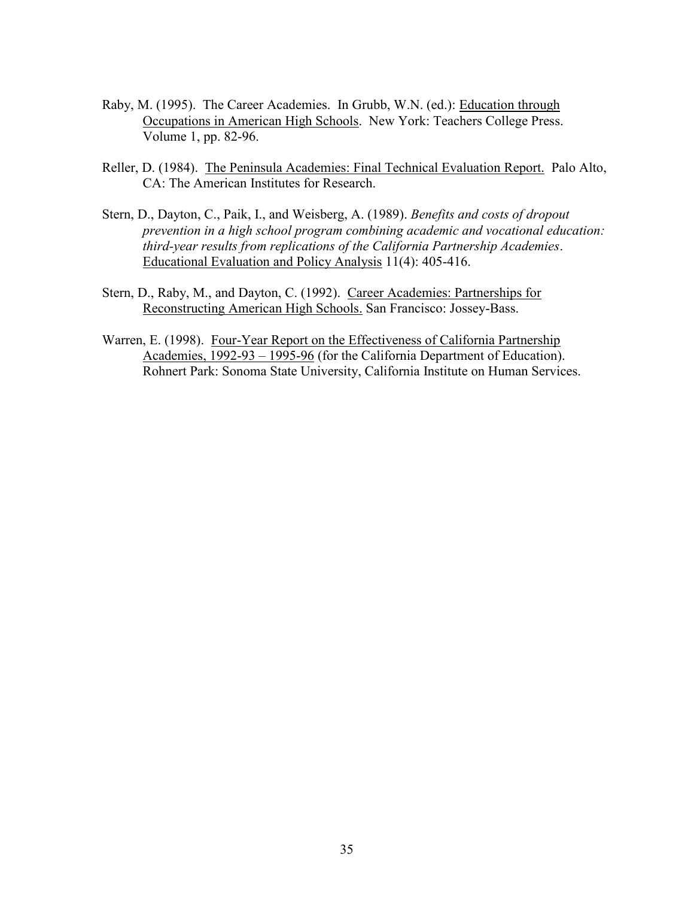Raby, M. (1995). The Career Academies. In Grubb, W.N. (ed.): Education through Occupations in American High Schools. New York: Teachers College Press. Volume 1, pp. 82-96.

Reller, D. (1984). The Peninsula Academies: Final Technical Evaluation Report. Palo Alto, CA: The American Institutes for Research.

Stern, D., Dayton, C., Paik, I., and Weisberg, A. (1989). *Benefits and costs of dropout prevention in a high school program combining academic and vocational education: third-year results from replications of the California Partnership Academies*. Educational Evaluation and Policy Analysis 11(4): 405-416.

Stern, D., Raby, M., and Dayton, C. (1992). Career Academies: Partnerships for Reconstructing American High Schools. San Francisco: Jossey-Bass.

Warren, E. (1998). Four-Year Report on the Effectiveness of California Partnership Academies, 1992-93 – 1995-96 (for the California Department of Education). Rohnert Park: Sonoma State University, California Institute on Human Services.